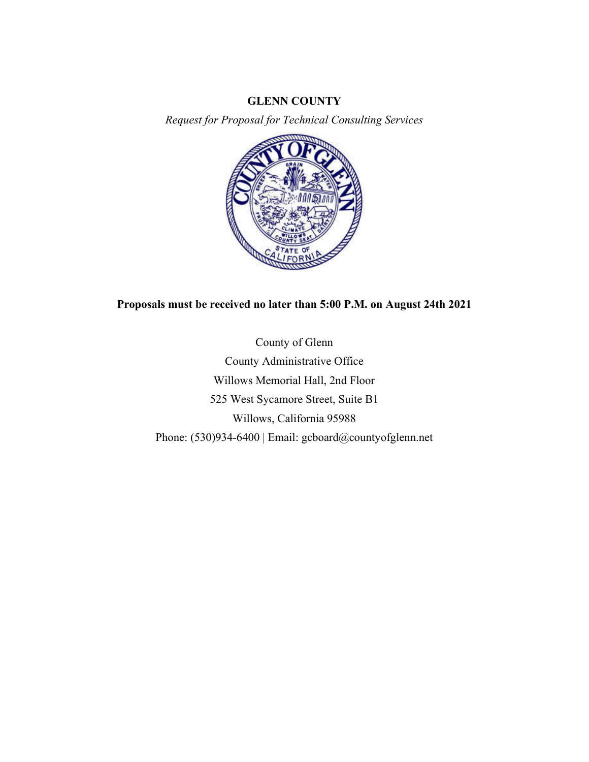# GLENN COUNTY

*Request for Proposal for Technical Consulting Services*

**Proposals must be received no later than 5:00 P.M. on August 24th 2021**

County of Glenn
County Administrative Office
Willows Memorial Hall, 2nd Floor
525 West Sycamore Street, Suite B1
Willows, California 95988
Phone: (530)934-6400 | Email: gcboard@countyofglenn.net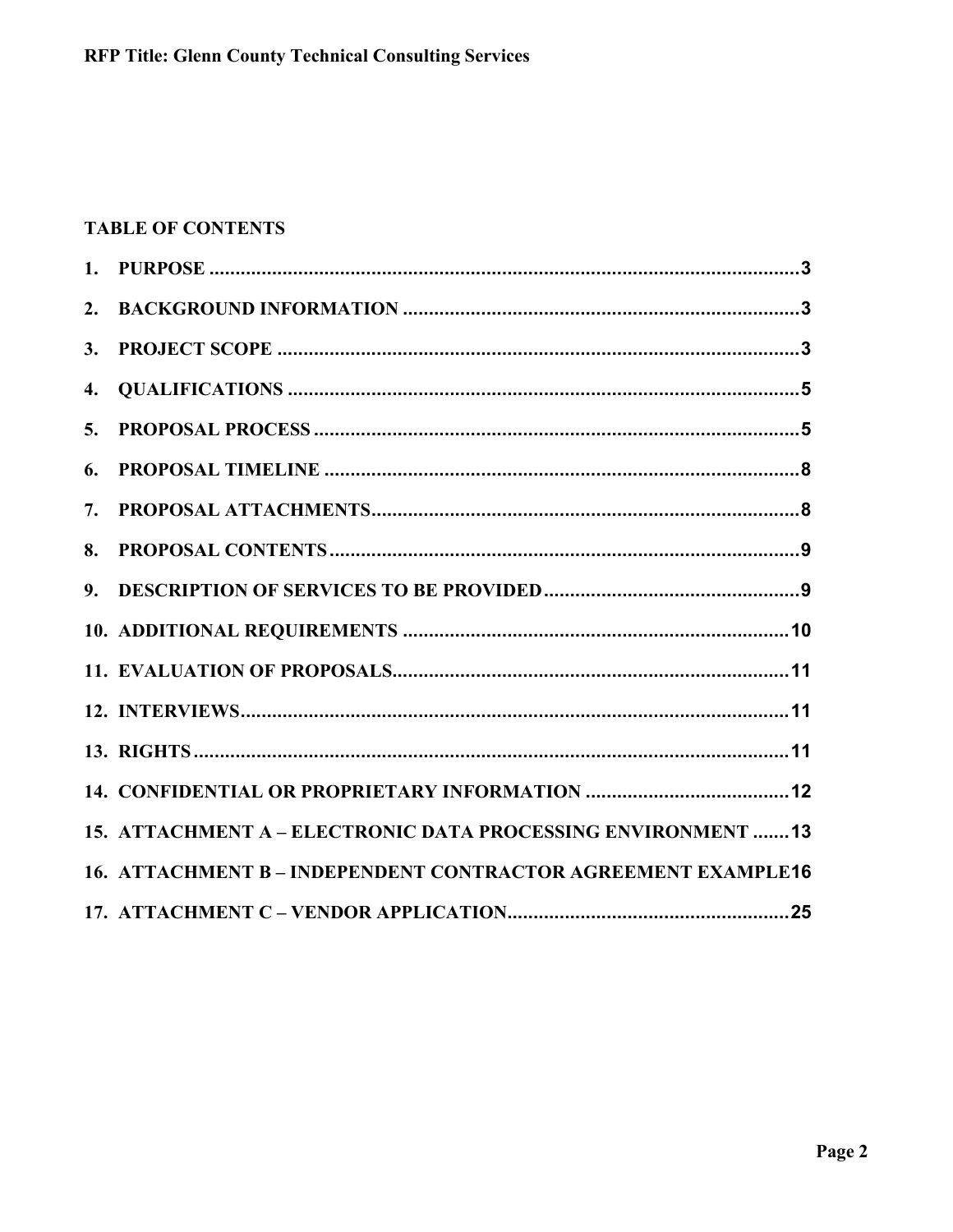## TABLE OF CONTENTS

1. PURPOSE .......... 3
2. BACKGROUND INFORMATION .......... 3
3. PROJECT SCOPE .......... 3
4. QUALIFICATIONS .......... 5
5. PROPOSAL PROCESS .......... 5
6. PROPOSAL TIMELINE .......... 8
7. PROPOSAL ATTACHMENTS .......... 8
8. PROPOSAL CONTENTS .......... 9
9. DESCRIPTION OF SERVICES TO BE PROVIDED .......... 9
10. ADDITIONAL REQUIREMENTS .......... 10
11. EVALUATION OF PROPOSALS .......... 11
12. INTERVIEWS .......... 11
13. RIGHTS .......... 11
14. CONFIDENTIAL OR PROPRIETARY INFORMATION .......... 12
15. ATTACHMENT A – ELECTRONIC DATA PROCESSING ENVIRONMENT .......... 13
16. ATTACHMENT B – INDEPENDENT CONTRACTOR AGREEMENT EXAMPLE .......... 16
17. ATTACHMENT C – VENDOR APPLICATION .......... 25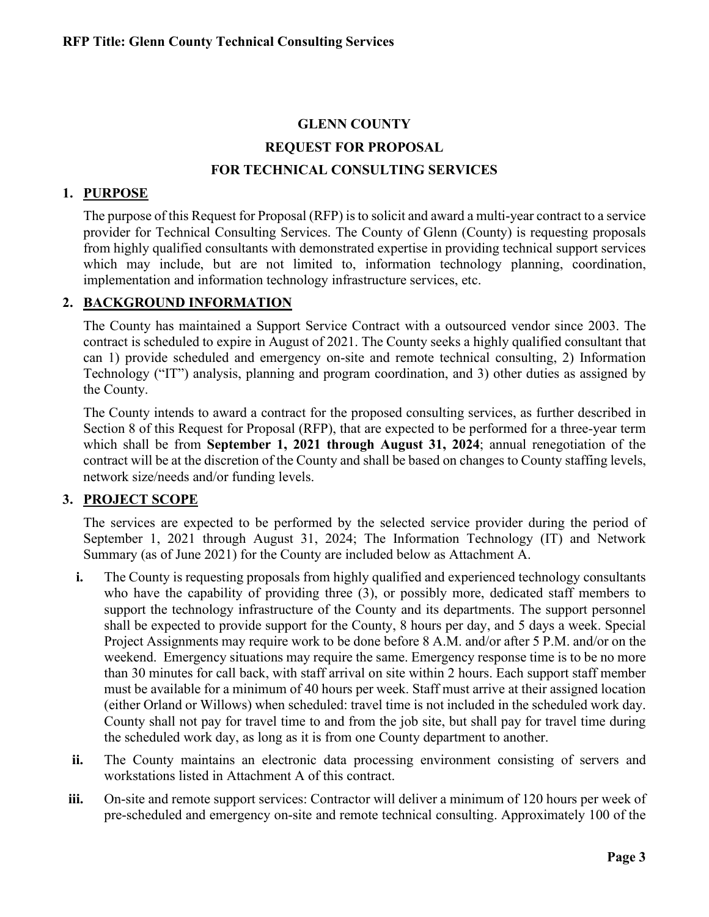# GLENN COUNTY

## REQUEST FOR PROPOSAL

## FOR TECHNICAL CONSULTING SERVICES

### 1. PURPOSE

The purpose of this Request for Proposal (RFP) is to solicit and award a multi-year contract to a service provider for Technical Consulting Services. The County of Glenn (County) is requesting proposals from highly qualified consultants with demonstrated expertise in providing technical support services which may include, but are not limited to, information technology planning, coordination, implementation and information technology infrastructure services, etc.

### 2. BACKGROUND INFORMATION

The County has maintained a Support Service Contract with a outsourced vendor since 2003. The contract is scheduled to expire in August of 2021. The County seeks a highly qualified consultant that can 1) provide scheduled and emergency on-site and remote technical consulting, 2) Information Technology ("IT") analysis, planning and program coordination, and 3) other duties as assigned by the County.

The County intends to award a contract for the proposed consulting services, as further described in Section 8 of this Request for Proposal (RFP), that are expected to be performed for a three-year term which shall be from **September 1, 2021 through August 31, 2024**; annual renegotiation of the contract will be at the discretion of the County and shall be based on changes to County staffing levels, network size/needs and/or funding levels.

### 3. PROJECT SCOPE

The services are expected to be performed by the selected service provider during the period of September 1, 2021 through August 31, 2024; The Information Technology (IT) and Network Summary (as of June 2021) for the County are included below as Attachment A.

- **i.** The County is requesting proposals from highly qualified and experienced technology consultants who have the capability of providing three (3), or possibly more, dedicated staff members to support the technology infrastructure of the County and its departments. The support personnel shall be expected to provide support for the County, 8 hours per day, and 5 days a week. Special Project Assignments may require work to be done before 8 A.M. and/or after 5 P.M. and/or on the weekend. Emergency situations may require the same. Emergency response time is to be no more than 30 minutes for call back, with staff arrival on site within 2 hours. Each support staff member must be available for a minimum of 40 hours per week. Staff must arrive at their assigned location (either Orland or Willows) when scheduled: travel time is not included in the scheduled work day. County shall not pay for travel time to and from the job site, but shall pay for travel time during the scheduled work day, as long as it is from one County department to another.
- **ii.** The County maintains an electronic data processing environment consisting of servers and workstations listed in Attachment A of this contract.
- **iii.** On-site and remote support services: Contractor will deliver a minimum of 120 hours per week of pre-scheduled and emergency on-site and remote technical consulting. Approximately 100 of the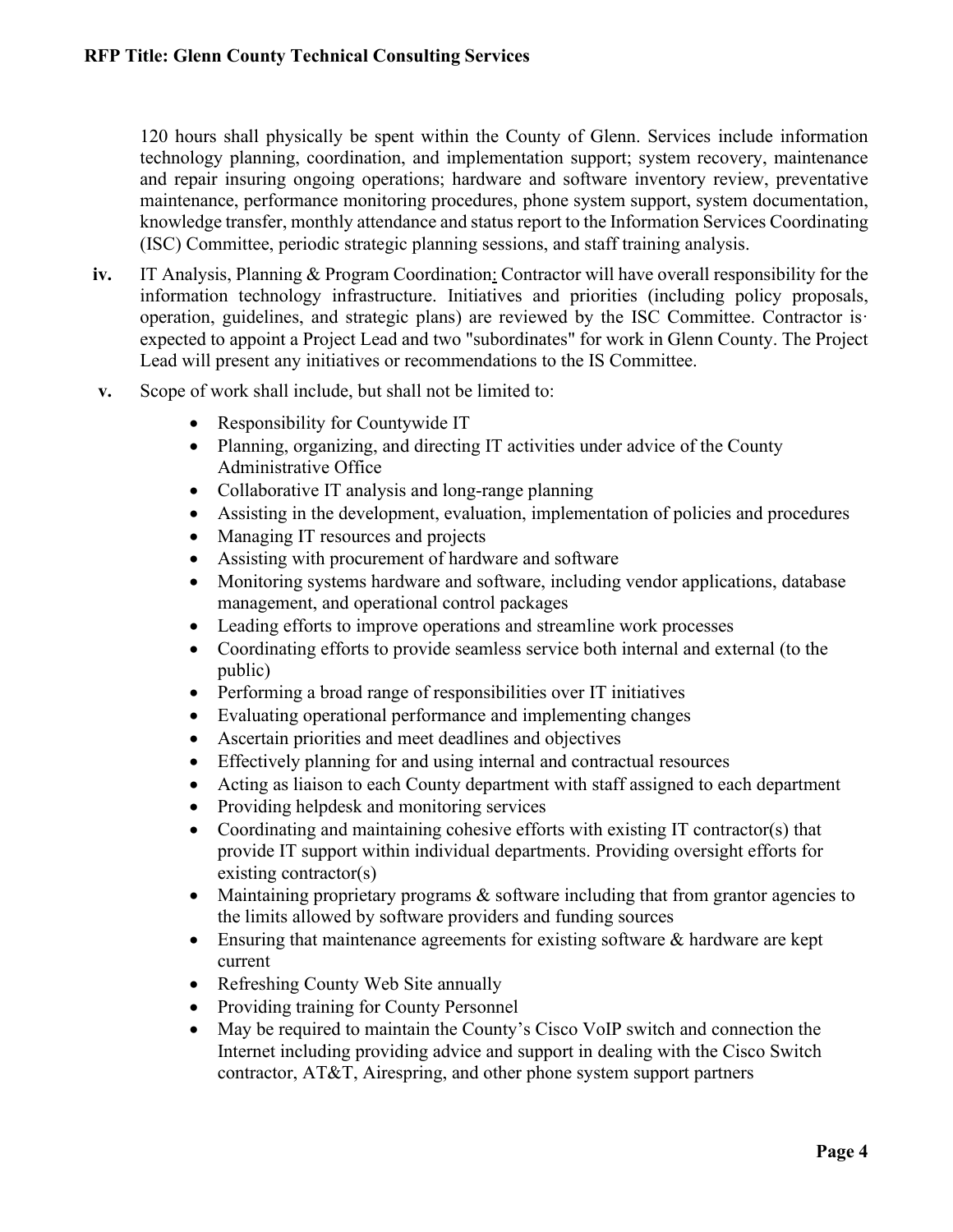120 hours shall physically be spent within the County of Glenn. Services include information technology planning, coordination, and implementation support; system recovery, maintenance and repair insuring ongoing operations; hardware and software inventory review, preventative maintenance, performance monitoring procedures, phone system support, system documentation, knowledge transfer, monthly attendance and status report to the Information Services Coordinating (ISC) Committee, periodic strategic planning sessions, and staff training analysis.

**iv.** IT Analysis, Planning & Program Coordination: Contractor will have overall responsibility for the information technology infrastructure. Initiatives and priorities (including policy proposals, operation, guidelines, and strategic plans) are reviewed by the ISC Committee. Contractor is· expected to appoint a Project Lead and two "subordinates" for work in Glenn County. The Project Lead will present any initiatives or recommendations to the IS Committee.

**v.** Scope of work shall include, but shall not be limited to:

- Responsibility for Countywide IT
- Planning, organizing, and directing IT activities under advice of the County Administrative Office
- Collaborative IT analysis and long-range planning
- Assisting in the development, evaluation, implementation of policies and procedures
- Managing IT resources and projects
- Assisting with procurement of hardware and software
- Monitoring systems hardware and software, including vendor applications, database management, and operational control packages
- Leading efforts to improve operations and streamline work processes
- Coordinating efforts to provide seamless service both internal and external (to the public)
- Performing a broad range of responsibilities over IT initiatives
- Evaluating operational performance and implementing changes
- Ascertain priorities and meet deadlines and objectives
- Effectively planning for and using internal and contractual resources
- Acting as liaison to each County department with staff assigned to each department
- Providing helpdesk and monitoring services
- Coordinating and maintaining cohesive efforts with existing IT contractor(s) that provide IT support within individual departments. Providing oversight efforts for existing contractor(s)
- Maintaining proprietary programs & software including that from grantor agencies to the limits allowed by software providers and funding sources
- Ensuring that maintenance agreements for existing software & hardware are kept current
- Refreshing County Web Site annually
- Providing training for County Personnel
- May be required to maintain the County's Cisco VoIP switch and connection the Internet including providing advice and support in dealing with the Cisco Switch contractor, AT&T, Airespring, and other phone system support partners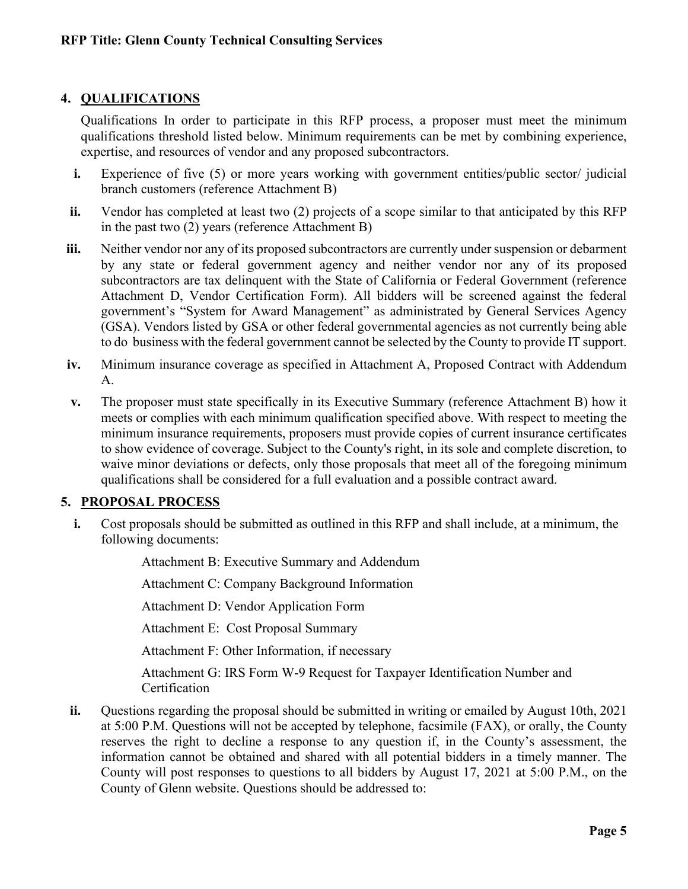## 4. QUALIFICATIONS

Qualifications In order to participate in this RFP process, a proposer must meet the minimum qualifications threshold listed below. Minimum requirements can be met by combining experience, expertise, and resources of vendor and any proposed subcontractors.

- **i.** Experience of five (5) or more years working with government entities/public sector/ judicial branch customers (reference Attachment B)
- **ii.** Vendor has completed at least two (2) projects of a scope similar to that anticipated by this RFP in the past two (2) years (reference Attachment B)
- **iii.** Neither vendor nor any of its proposed subcontractors are currently under suspension or debarment by any state or federal government agency and neither vendor nor any of its proposed subcontractors are tax delinquent with the State of California or Federal Government (reference Attachment D, Vendor Certification Form). All bidders will be screened against the federal government's "System for Award Management" as administrated by General Services Agency (GSA). Vendors listed by GSA or other federal governmental agencies as not currently being able to do business with the federal government cannot be selected by the County to provide IT support.
- **iv.** Minimum insurance coverage as specified in Attachment A, Proposed Contract with Addendum A.
- **v.** The proposer must state specifically in its Executive Summary (reference Attachment B) how it meets or complies with each minimum qualification specified above. With respect to meeting the minimum insurance requirements, proposers must provide copies of current insurance certificates to show evidence of coverage. Subject to the County's right, in its sole and complete discretion, to waive minor deviations or defects, only those proposals that meet all of the foregoing minimum qualifications shall be considered for a full evaluation and a possible contract award.

## 5. PROPOSAL PROCESS

- **i.** Cost proposals should be submitted as outlined in this RFP and shall include, at a minimum, the following documents:

  Attachment B: Executive Summary and Addendum

  Attachment C: Company Background Information

  Attachment D: Vendor Application Form

  Attachment E: Cost Proposal Summary

  Attachment F: Other Information, if necessary

  Attachment G: IRS Form W-9 Request for Taxpayer Identification Number and Certification

- **ii.** Questions regarding the proposal should be submitted in writing or emailed by August 10th, 2021 at 5:00 P.M. Questions will not be accepted by telephone, facsimile (FAX), or orally, the County reserves the right to decline a response to any question if, in the County's assessment, the information cannot be obtained and shared with all potential bidders in a timely manner. The County will post responses to questions to all bidders by August 17, 2021 at 5:00 P.M., on the County of Glenn website. Questions should be addressed to: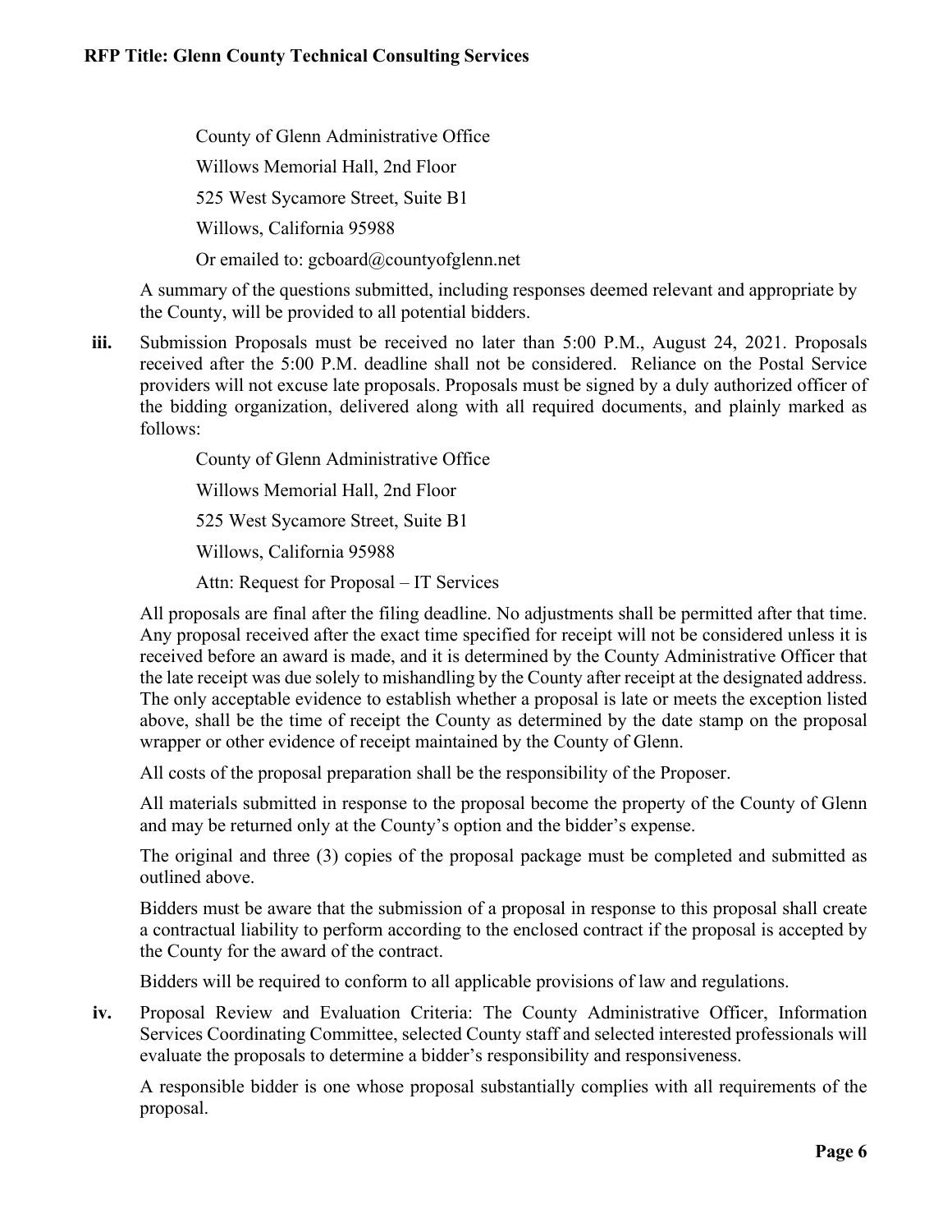County of Glenn Administrative Office

Willows Memorial Hall, 2nd Floor

525 West Sycamore Street, Suite B1

Willows, California 95988

Or emailed to: gcboard@countyofglenn.net

A summary of the questions submitted, including responses deemed relevant and appropriate by the County, will be provided to all potential bidders.

**iii.** Submission Proposals must be received no later than 5:00 P.M., August 24, 2021. Proposals received after the 5:00 P.M. deadline shall not be considered. Reliance on the Postal Service providers will not excuse late proposals. Proposals must be signed by a duly authorized officer of the bidding organization, delivered along with all required documents, and plainly marked as follows:

County of Glenn Administrative Office

Willows Memorial Hall, 2nd Floor

525 West Sycamore Street, Suite B1

Willows, California 95988

Attn: Request for Proposal – IT Services

All proposals are final after the filing deadline. No adjustments shall be permitted after that time. Any proposal received after the exact time specified for receipt will not be considered unless it is received before an award is made, and it is determined by the County Administrative Officer that the late receipt was due solely to mishandling by the County after receipt at the designated address. The only acceptable evidence to establish whether a proposal is late or meets the exception listed above, shall be the time of receipt the County as determined by the date stamp on the proposal wrapper or other evidence of receipt maintained by the County of Glenn.

All costs of the proposal preparation shall be the responsibility of the Proposer.

All materials submitted in response to the proposal become the property of the County of Glenn and may be returned only at the County's option and the bidder's expense.

The original and three (3) copies of the proposal package must be completed and submitted as outlined above.

Bidders must be aware that the submission of a proposal in response to this proposal shall create a contractual liability to perform according to the enclosed contract if the proposal is accepted by the County for the award of the contract.

Bidders will be required to conform to all applicable provisions of law and regulations.

**iv.** Proposal Review and Evaluation Criteria: The County Administrative Officer, Information Services Coordinating Committee, selected County staff and selected interested professionals will evaluate the proposals to determine a bidder's responsibility and responsiveness.

A responsible bidder is one whose proposal substantially complies with all requirements of the proposal.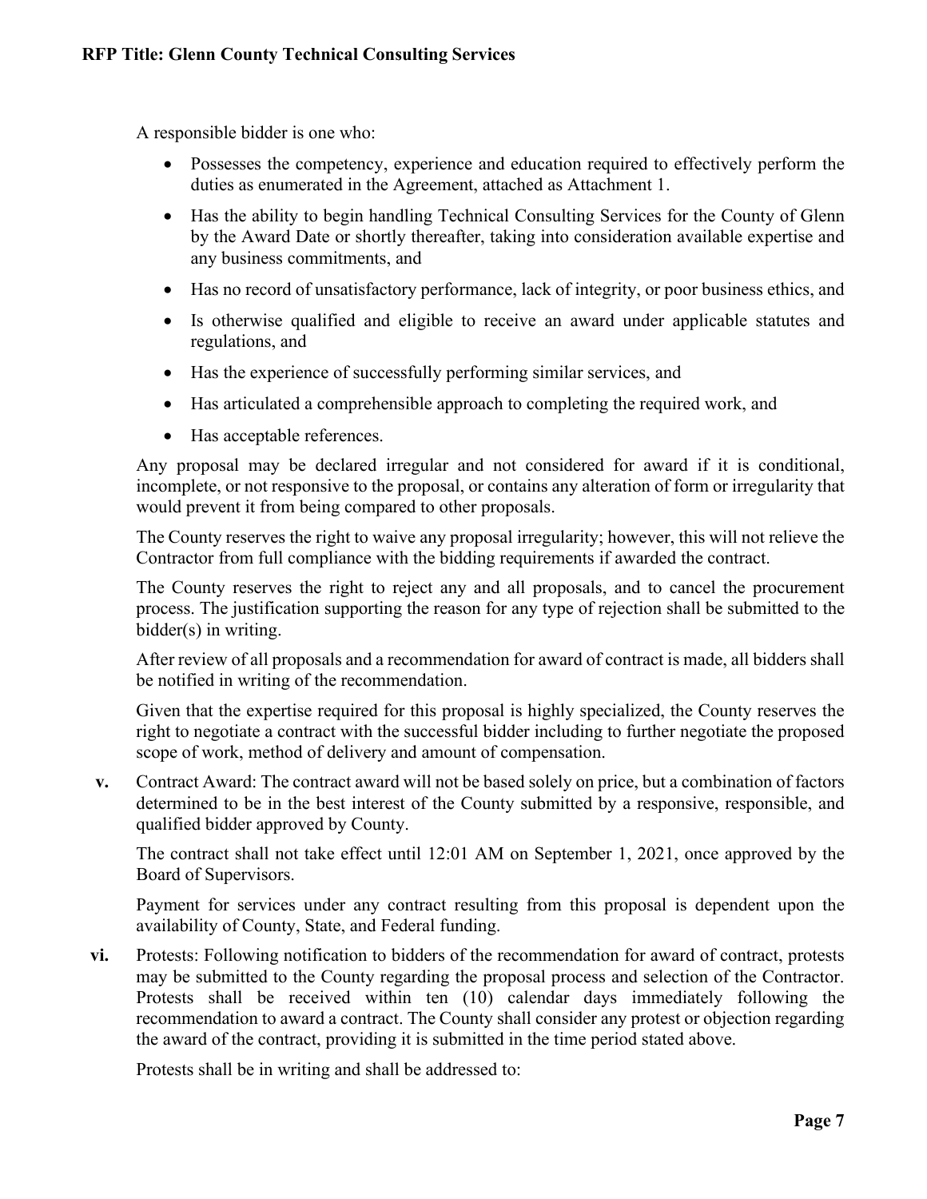A responsible bidder is one who:

- Possesses the competency, experience and education required to effectively perform the duties as enumerated in the Agreement, attached as Attachment 1.
- Has the ability to begin handling Technical Consulting Services for the County of Glenn by the Award Date or shortly thereafter, taking into consideration available expertise and any business commitments, and
- Has no record of unsatisfactory performance, lack of integrity, or poor business ethics, and
- Is otherwise qualified and eligible to receive an award under applicable statutes and regulations, and
- Has the experience of successfully performing similar services, and
- Has articulated a comprehensible approach to completing the required work, and
- Has acceptable references.

Any proposal may be declared irregular and not considered for award if it is conditional, incomplete, or not responsive to the proposal, or contains any alteration of form or irregularity that would prevent it from being compared to other proposals.

The County reserves the right to waive any proposal irregularity; however, this will not relieve the Contractor from full compliance with the bidding requirements if awarded the contract.

The County reserves the right to reject any and all proposals, and to cancel the procurement process. The justification supporting the reason for any type of rejection shall be submitted to the bidder(s) in writing.

After review of all proposals and a recommendation for award of contract is made, all bidders shall be notified in writing of the recommendation.

Given that the expertise required for this proposal is highly specialized, the County reserves the right to negotiate a contract with the successful bidder including to further negotiate the proposed scope of work, method of delivery and amount of compensation.

**v.** Contract Award: The contract award will not be based solely on price, but a combination of factors determined to be in the best interest of the County submitted by a responsive, responsible, and qualified bidder approved by County.

The contract shall not take effect until 12:01 AM on September 1, 2021, once approved by the Board of Supervisors.

Payment for services under any contract resulting from this proposal is dependent upon the availability of County, State, and Federal funding.

**vi.** Protests: Following notification to bidders of the recommendation for award of contract, protests may be submitted to the County regarding the proposal process and selection of the Contractor. Protests shall be received within ten (10) calendar days immediately following the recommendation to award a contract. The County shall consider any protest or objection regarding the award of the contract, providing it is submitted in the time period stated above.

Protests shall be in writing and shall be addressed to: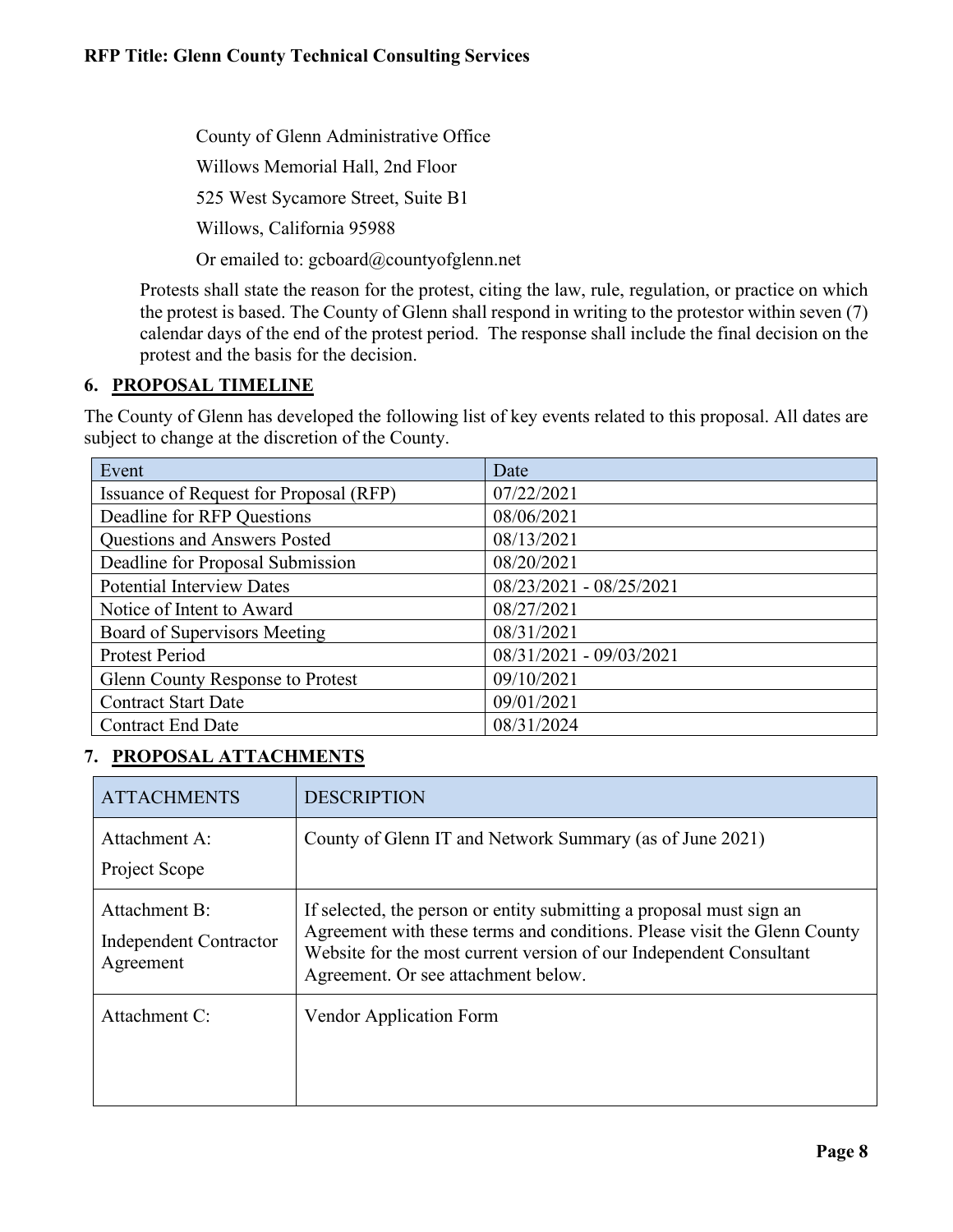County of Glenn Administrative Office

Willows Memorial Hall, 2nd Floor

525 West Sycamore Street, Suite B1

Willows, California 95988

Or emailed to: gcboard@countyofglenn.net

Protests shall state the reason for the protest, citing the law, rule, regulation, or practice on which the protest is based. The County of Glenn shall respond in writing to the protestor within seven (7) calendar days of the end of the protest period. The response shall include the final decision on the protest and the basis for the decision.

## 6. PROPOSAL TIMELINE

The County of Glenn has developed the following list of key events related to this proposal. All dates are subject to change at the discretion of the County.

| Event | Date |
|---|---|
| Issuance of Request for Proposal (RFP) | 07/22/2021 |
| Deadline for RFP Questions | 08/06/2021 |
| Questions and Answers Posted | 08/13/2021 |
| Deadline for Proposal Submission | 08/20/2021 |
| Potential Interview Dates | 08/23/2021 - 08/25/2021 |
| Notice of Intent to Award | 08/27/2021 |
| Board of Supervisors Meeting | 08/31/2021 |
| Protest Period | 08/31/2021 - 09/03/2021 |
| Glenn County Response to Protest | 09/10/2021 |
| Contract Start Date | 09/01/2021 |
| Contract End Date | 08/31/2024 |

## 7. PROPOSAL ATTACHMENTS

| ATTACHMENTS | DESCRIPTION |
|---|---|
| Attachment A: Project Scope | County of Glenn IT and Network Summary (as of June 2021) |
| Attachment B: Independent Contractor Agreement | If selected, the person or entity submitting a proposal must sign an Agreement with these terms and conditions. Please visit the Glenn County Website for the most current version of our Independent Consultant Agreement. Or see attachment below. |
| Attachment C: | Vendor Application Form |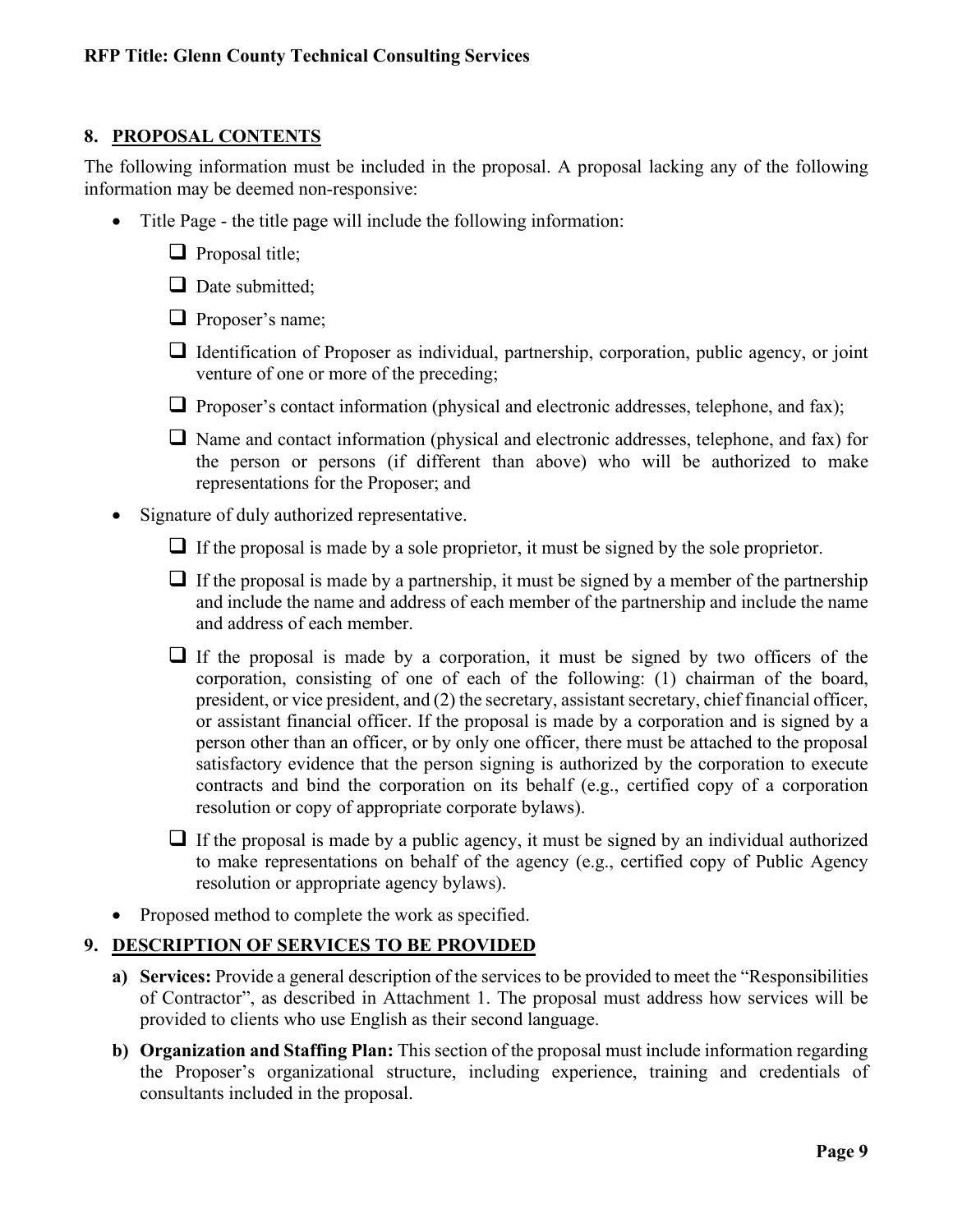## 8. PROPOSAL CONTENTS

The following information must be included in the proposal. A proposal lacking any of the following information may be deemed non-responsive:

- Title Page - the title page will include the following information:
  - ❑ Proposal title;
  - ❑ Date submitted;
  - ❑ Proposer's name;
  - ❑ Identification of Proposer as individual, partnership, corporation, public agency, or joint venture of one or more of the preceding;
  - ❑ Proposer's contact information (physical and electronic addresses, telephone, and fax);
  - ❑ Name and contact information (physical and electronic addresses, telephone, and fax) for the person or persons (if different than above) who will be authorized to make representations for the Proposer; and
- Signature of duly authorized representative.
  - ❑ If the proposal is made by a sole proprietor, it must be signed by the sole proprietor.
  - ❑ If the proposal is made by a partnership, it must be signed by a member of the partnership and include the name and address of each member of the partnership and include the name and address of each member.
  - ❑ If the proposal is made by a corporation, it must be signed by two officers of the corporation, consisting of one of each of the following: (1) chairman of the board, president, or vice president, and (2) the secretary, assistant secretary, chief financial officer, or assistant financial officer. If the proposal is made by a corporation and is signed by a person other than an officer, or by only one officer, there must be attached to the proposal satisfactory evidence that the person signing is authorized by the corporation to execute contracts and bind the corporation on its behalf (e.g., certified copy of a corporation resolution or copy of appropriate corporate bylaws).
  - ❑ If the proposal is made by a public agency, it must be signed by an individual authorized to make representations on behalf of the agency (e.g., certified copy of Public Agency resolution or appropriate agency bylaws).
- Proposed method to complete the work as specified.

## 9. DESCRIPTION OF SERVICES TO BE PROVIDED

**a) Services:** Provide a general description of the services to be provided to meet the "Responsibilities of Contractor", as described in Attachment 1. The proposal must address how services will be provided to clients who use English as their second language.

**b) Organization and Staffing Plan:** This section of the proposal must include information regarding the Proposer's organizational structure, including experience, training and credentials of consultants included in the proposal.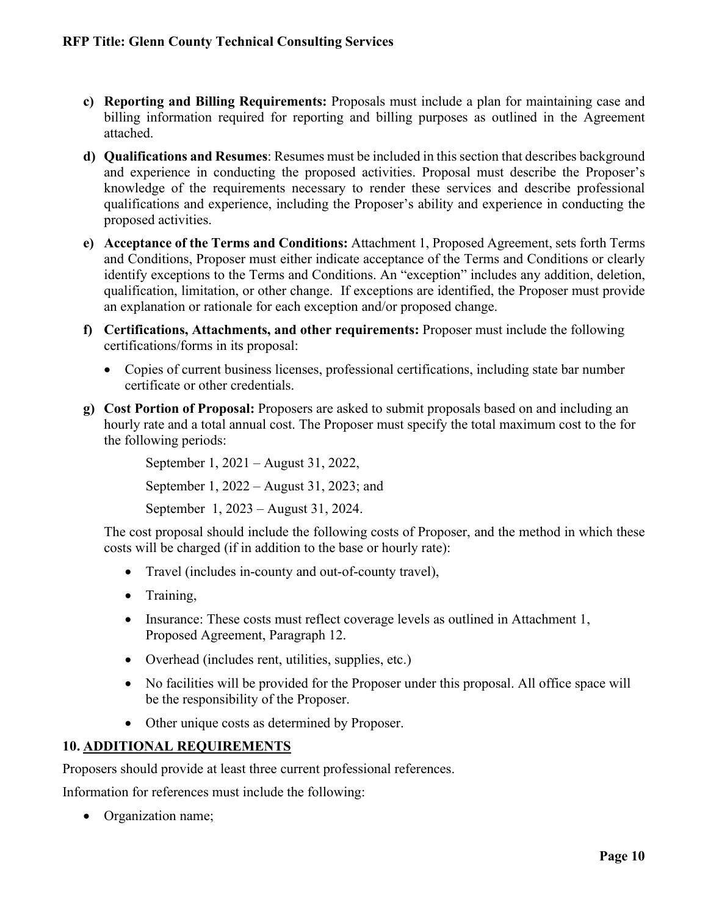c) **Reporting and Billing Requirements:** Proposals must include a plan for maintaining case and billing information required for reporting and billing purposes as outlined in the Agreement attached.

d) **Qualifications and Resumes**: Resumes must be included in this section that describes background and experience in conducting the proposed activities. Proposal must describe the Proposer's knowledge of the requirements necessary to render these services and describe professional qualifications and experience, including the Proposer's ability and experience in conducting the proposed activities.

e) **Acceptance of the Terms and Conditions:** Attachment 1, Proposed Agreement, sets forth Terms and Conditions, Proposer must either indicate acceptance of the Terms and Conditions or clearly identify exceptions to the Terms and Conditions. An "exception" includes any addition, deletion, qualification, limitation, or other change. If exceptions are identified, the Proposer must provide an explanation or rationale for each exception and/or proposed change.

f) **Certifications, Attachments, and other requirements:** Proposer must include the following certifications/forms in its proposal:

   - Copies of current business licenses, professional certifications, including state bar number certificate or other credentials.

g) **Cost Portion of Proposal:** Proposers are asked to submit proposals based on and including an hourly rate and a total annual cost. The Proposer must specify the total maximum cost to the for the following periods:

   September 1, 2021 – August 31, 2022,

   September 1, 2022 – August 31, 2023; and

   September 1, 2023 – August 31, 2024.

   The cost proposal should include the following costs of Proposer, and the method in which these costs will be charged (if in addition to the base or hourly rate):

   - Travel (includes in-county and out-of-county travel),
   - Training,
   - Insurance: These costs must reflect coverage levels as outlined in Attachment 1, Proposed Agreement, Paragraph 12.
   - Overhead (includes rent, utilities, supplies, etc.)
   - No facilities will be provided for the Proposer under this proposal. All office space will be the responsibility of the Proposer.
   - Other unique costs as determined by Proposer.

## 10. ADDITIONAL REQUIREMENTS

Proposers should provide at least three current professional references.

Information for references must include the following:

- Organization name;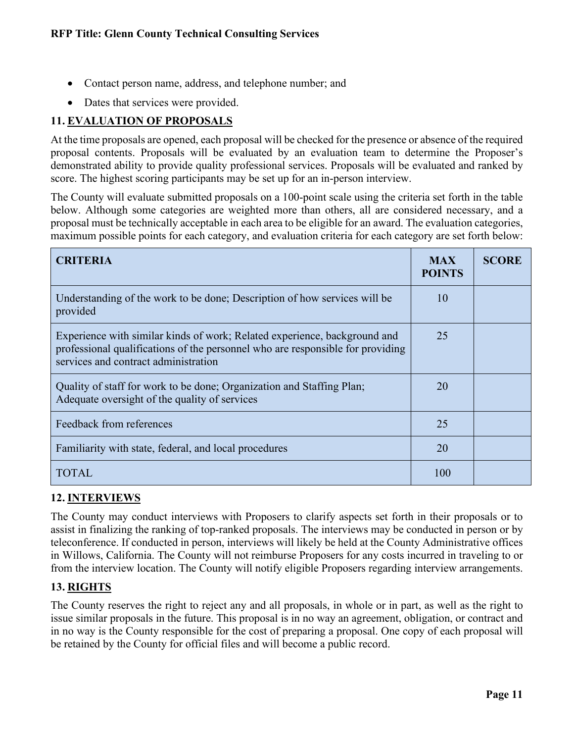- Contact person name, address, and telephone number; and
- Dates that services were provided.

## 11. EVALUATION OF PROPOSALS

At the time proposals are opened, each proposal will be checked for the presence or absence of the required proposal contents. Proposals will be evaluated by an evaluation team to determine the Proposer's demonstrated ability to provide quality professional services. Proposals will be evaluated and ranked by score. The highest scoring participants may be set up for an in-person interview.

The County will evaluate submitted proposals on a 100-point scale using the criteria set forth in the table below. Although some categories are weighted more than others, all are considered necessary, and a proposal must be technically acceptable in each area to be eligible for an award. The evaluation categories, maximum possible points for each category, and evaluation criteria for each category are set forth below:

| CRITERIA | MAX POINTS | SCORE |
|---|---|---|
| Understanding of the work to be done; Description of how services will be provided | 10 | |
| Experience with similar kinds of work; Related experience, background and professional qualifications of the personnel who are responsible for providing services and contract administration | 25 | |
| Quality of staff for work to be done; Organization and Staffing Plan; Adequate oversight of the quality of services | 20 | |
| Feedback from references | 25 | |
| Familiarity with state, federal, and local procedures | 20 | |
| TOTAL | 100 | |

## 12. INTERVIEWS

The County may conduct interviews with Proposers to clarify aspects set forth in their proposals or to assist in finalizing the ranking of top-ranked proposals. The interviews may be conducted in person or by teleconference. If conducted in person, interviews will likely be held at the County Administrative offices in Willows, California. The County will not reimburse Proposers for any costs incurred in traveling to or from the interview location. The County will notify eligible Proposers regarding interview arrangements.

## 13. RIGHTS

The County reserves the right to reject any and all proposals, in whole or in part, as well as the right to issue similar proposals in the future. This proposal is in no way an agreement, obligation, or contract and in no way is the County responsible for the cost of preparing a proposal. One copy of each proposal will be retained by the County for official files and will become a public record.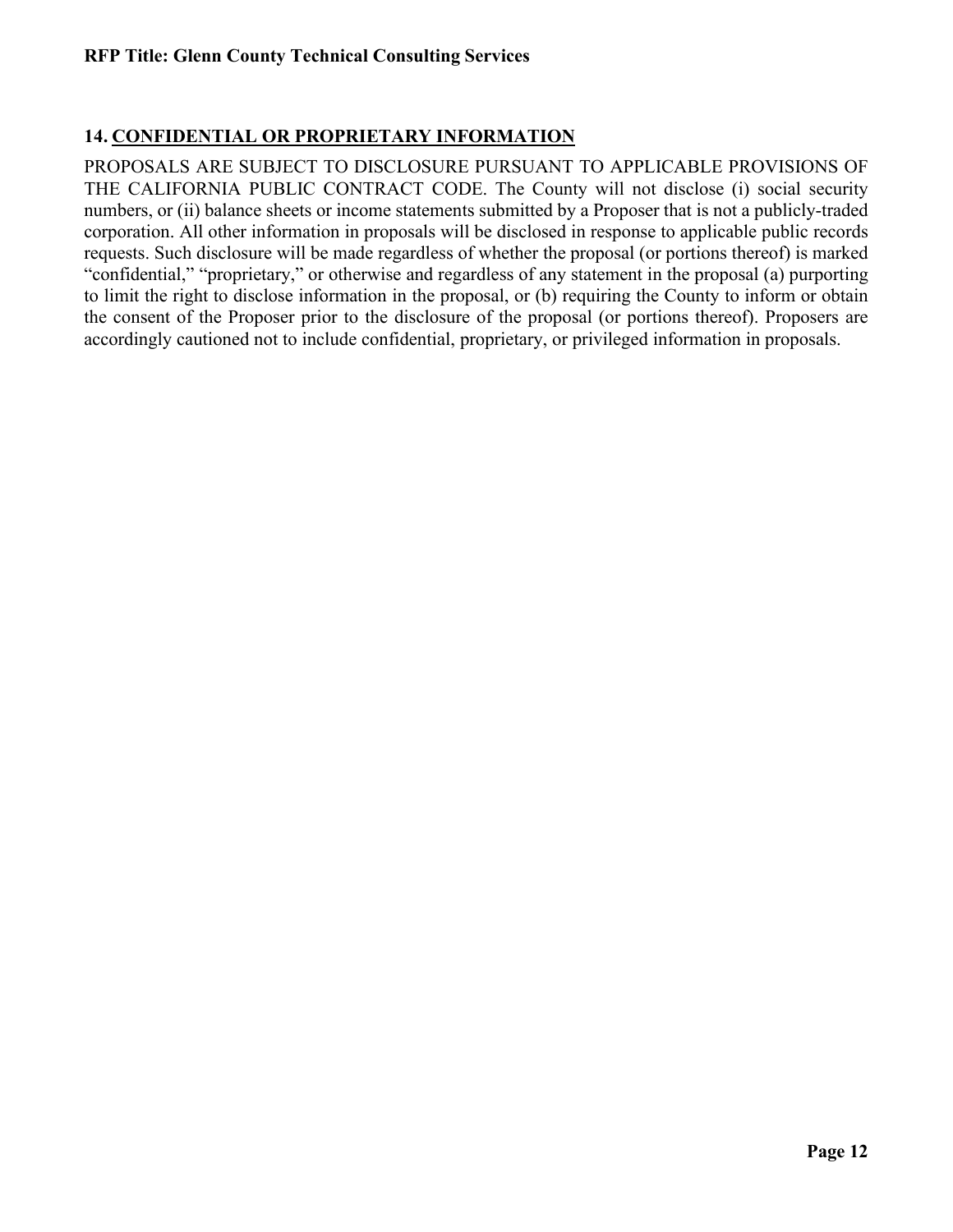## 14. CONFIDENTIAL OR PROPRIETARY INFORMATION

PROPOSALS ARE SUBJECT TO DISCLOSURE PURSUANT TO APPLICABLE PROVISIONS OF THE CALIFORNIA PUBLIC CONTRACT CODE. The County will not disclose (i) social security numbers, or (ii) balance sheets or income statements submitted by a Proposer that is not a publicly-traded corporation. All other information in proposals will be disclosed in response to applicable public records requests. Such disclosure will be made regardless of whether the proposal (or portions thereof) is marked "confidential," "proprietary," or otherwise and regardless of any statement in the proposal (a) purporting to limit the right to disclose information in the proposal, or (b) requiring the County to inform or obtain the consent of the Proposer prior to the disclosure of the proposal (or portions thereof). Proposers are accordingly cautioned not to include confidential, proprietary, or privileged information in proposals.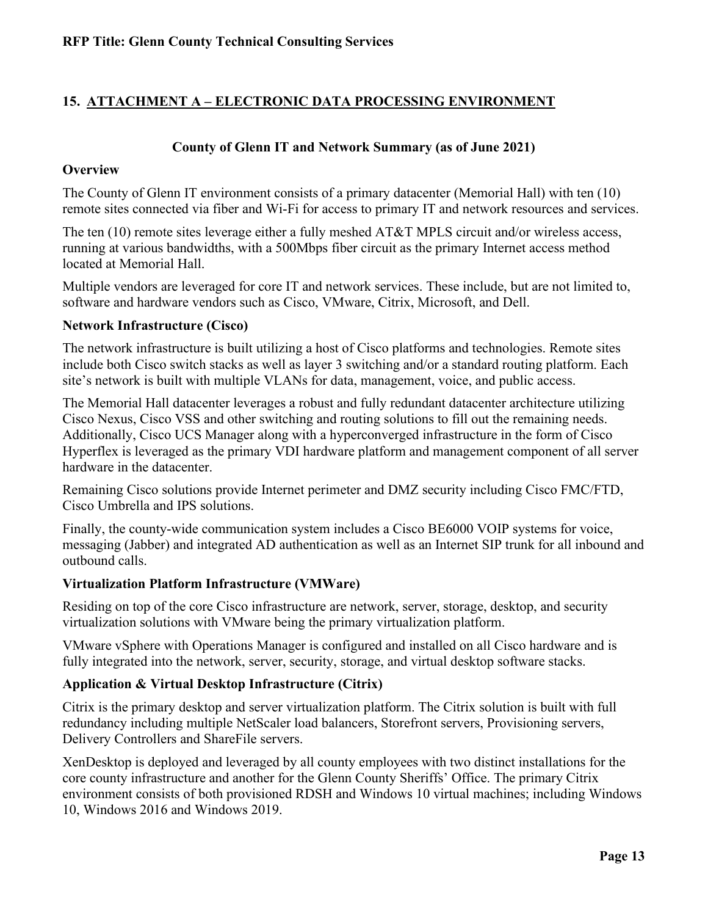## 15. ATTACHMENT A – ELECTRONIC DATA PROCESSING ENVIRONMENT

### County of Glenn IT and Network Summary (as of June 2021)

**Overview**

The County of Glenn IT environment consists of a primary datacenter (Memorial Hall) with ten (10) remote sites connected via fiber and Wi-Fi for access to primary IT and network resources and services.

The ten (10) remote sites leverage either a fully meshed AT&T MPLS circuit and/or wireless access, running at various bandwidths, with a 500Mbps fiber circuit as the primary Internet access method located at Memorial Hall.

Multiple vendors are leveraged for core IT and network services. These include, but are not limited to, software and hardware vendors such as Cisco, VMware, Citrix, Microsoft, and Dell.

**Network Infrastructure (Cisco)**

The network infrastructure is built utilizing a host of Cisco platforms and technologies. Remote sites include both Cisco switch stacks as well as layer 3 switching and/or a standard routing platform. Each site's network is built with multiple VLANs for data, management, voice, and public access.

The Memorial Hall datacenter leverages a robust and fully redundant datacenter architecture utilizing Cisco Nexus, Cisco VSS and other switching and routing solutions to fill out the remaining needs. Additionally, Cisco UCS Manager along with a hyperconverged infrastructure in the form of Cisco Hyperflex is leveraged as the primary VDI hardware platform and management component of all server hardware in the datacenter.

Remaining Cisco solutions provide Internet perimeter and DMZ security including Cisco FMC/FTD, Cisco Umbrella and IPS solutions.

Finally, the county-wide communication system includes a Cisco BE6000 VOIP systems for voice, messaging (Jabber) and integrated AD authentication as well as an Internet SIP trunk for all inbound and outbound calls.

**Virtualization Platform Infrastructure (VMWare)**

Residing on top of the core Cisco infrastructure are network, server, storage, desktop, and security virtualization solutions with VMware being the primary virtualization platform.

VMware vSphere with Operations Manager is configured and installed on all Cisco hardware and is fully integrated into the network, server, security, storage, and virtual desktop software stacks.

**Application & Virtual Desktop Infrastructure (Citrix)**

Citrix is the primary desktop and server virtualization platform. The Citrix solution is built with full redundancy including multiple NetScaler load balancers, Storefront servers, Provisioning servers, Delivery Controllers and ShareFile servers.

XenDesktop is deployed and leveraged by all county employees with two distinct installations for the core county infrastructure and another for the Glenn County Sheriffs' Office. The primary Citrix environment consists of both provisioned RDSH and Windows 10 virtual machines; including Windows 10, Windows 2016 and Windows 2019.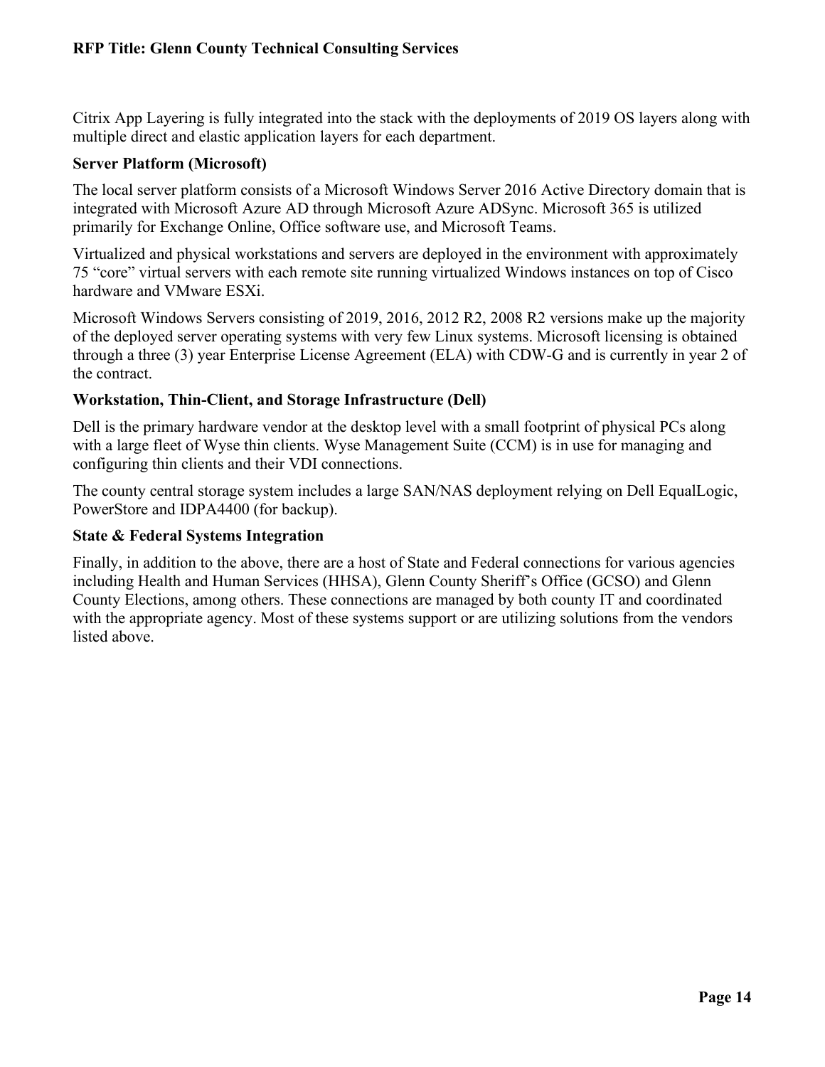Citrix App Layering is fully integrated into the stack with the deployments of 2019 OS layers along with multiple direct and elastic application layers for each department.

**Server Platform (Microsoft)**

The local server platform consists of a Microsoft Windows Server 2016 Active Directory domain that is integrated with Microsoft Azure AD through Microsoft Azure ADSync. Microsoft 365 is utilized primarily for Exchange Online, Office software use, and Microsoft Teams.

Virtualized and physical workstations and servers are deployed in the environment with approximately 75 "core" virtual servers with each remote site running virtualized Windows instances on top of Cisco hardware and VMware ESXi.

Microsoft Windows Servers consisting of 2019, 2016, 2012 R2, 2008 R2 versions make up the majority of the deployed server operating systems with very few Linux systems. Microsoft licensing is obtained through a three (3) year Enterprise License Agreement (ELA) with CDW-G and is currently in year 2 of the contract.

**Workstation, Thin-Client, and Storage Infrastructure (Dell)**

Dell is the primary hardware vendor at the desktop level with a small footprint of physical PCs along with a large fleet of Wyse thin clients. Wyse Management Suite (CCM) is in use for managing and configuring thin clients and their VDI connections.

The county central storage system includes a large SAN/NAS deployment relying on Dell EqualLogic, PowerStore and IDPA4400 (for backup).

**State & Federal Systems Integration**

Finally, in addition to the above, there are a host of State and Federal connections for various agencies including Health and Human Services (HHSA), Glenn County Sheriff's Office (GCSO) and Glenn County Elections, among others. These connections are managed by both county IT and coordinated with the appropriate agency. Most of these systems support or are utilizing solutions from the vendors listed above.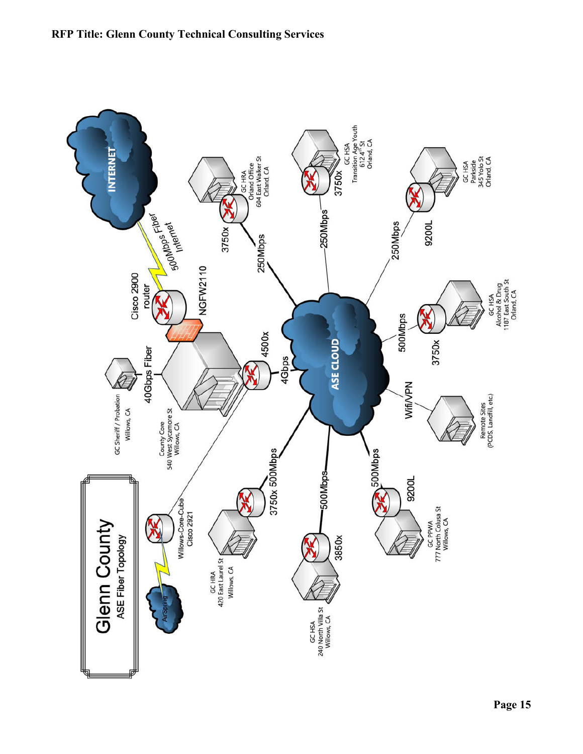# Glenn County

## ASE Fiber Topology

- INTERNET — 500Mbps Fiber Internet — Cisco 2900 router
- NGFW2110
- County Core, 540 West Sycamore St, Willows, CA — 4500x
- GC Sheriff / Probation, Willows, CA — 40Gbps Fiber
- Willows-Core-Cube Cisco 2921 — AirSpring
- ASE CLOUD — 4Gbps
- GC HRA Orland Office, 604 East Walker St, Orland, CA — 3750x — 250Mbps
- GC HSA Transition Age Youth, 612 4th St, Orland, CA — 3750x — 250Mbps
- GC HSA Parkside, 345 Yolo St, Orland, CA — 9200L — 250Mbps
- GC HSA Alcohol & Drug, 1187 East South St, Orland, CA — 3750x — 500Mbps
- Remote Sites (PCDS, Landfill, etc.) — Wifi/VPN
- GC PPWA, 777 North Colusa St, Willows, CA — 9200L — 500Mbps
- GC HSA, 240 North Villa St, Willows, CA — 3850x — 500Mbps
- GC HRA, 420 East Laurel St, Willows, CA — 3750x — 500Mbps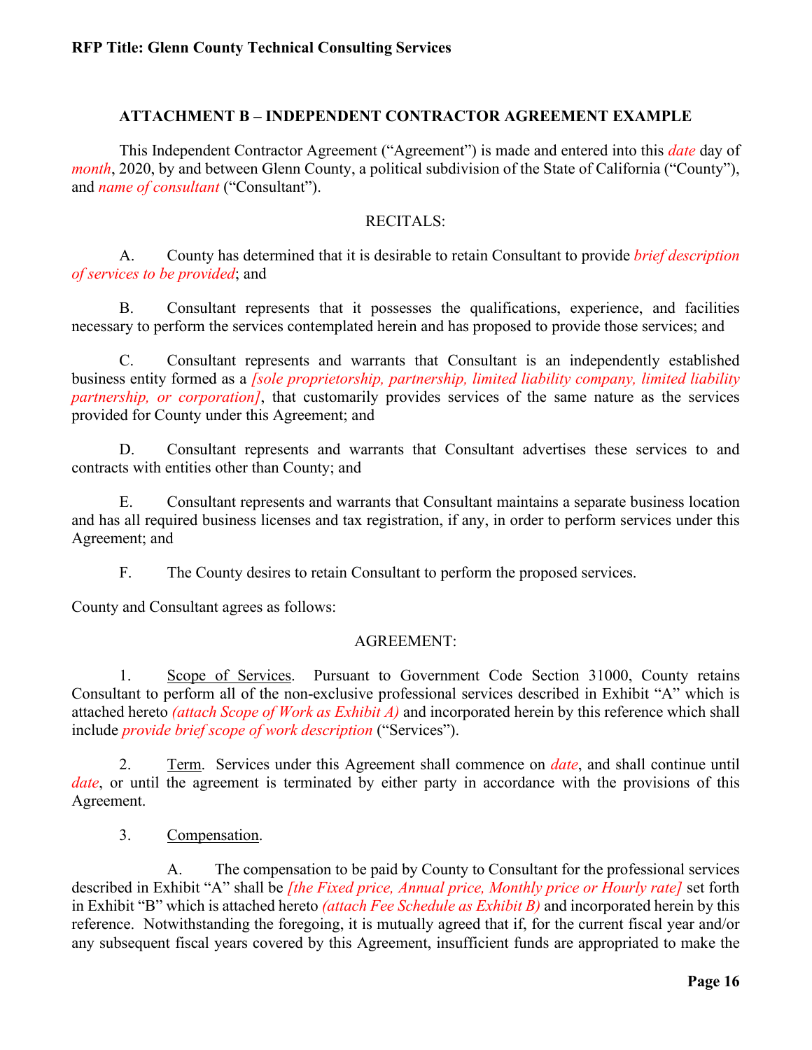## ATTACHMENT B – INDEPENDENT CONTRACTOR AGREEMENT EXAMPLE

This Independent Contractor Agreement ("Agreement") is made and entered into this *date* day of *month*, 2020, by and between Glenn County, a political subdivision of the State of California ("County"), and *name of consultant* ("Consultant").

RECITALS:

A. County has determined that it is desirable to retain Consultant to provide *brief description of services to be provided*; and

B. Consultant represents that it possesses the qualifications, experience, and facilities necessary to perform the services contemplated herein and has proposed to provide those services; and

C. Consultant represents and warrants that Consultant is an independently established business entity formed as a *[sole proprietorship, partnership, limited liability company, limited liability partnership, or corporation]*, that customarily provides services of the same nature as the services provided for County under this Agreement; and

D. Consultant represents and warrants that Consultant advertises these services to and contracts with entities other than County; and

E. Consultant represents and warrants that Consultant maintains a separate business location and has all required business licenses and tax registration, if any, in order to perform services under this Agreement; and

F. The County desires to retain Consultant to perform the proposed services.

County and Consultant agrees as follows:

AGREEMENT:

1. Scope of Services. Pursuant to Government Code Section 31000, County retains Consultant to perform all of the non-exclusive professional services described in Exhibit "A" which is attached hereto *(attach Scope of Work as Exhibit A)* and incorporated herein by this reference which shall include *provide brief scope of work description* ("Services").

2. Term. Services under this Agreement shall commence on *date*, and shall continue until *date*, or until the agreement is terminated by either party in accordance with the provisions of this Agreement.

3. Compensation.

A. The compensation to be paid by County to Consultant for the professional services described in Exhibit "A" shall be *[the Fixed price, Annual price, Monthly price or Hourly rate]* set forth in Exhibit "B" which is attached hereto *(attach Fee Schedule as Exhibit B)* and incorporated herein by this reference. Notwithstanding the foregoing, it is mutually agreed that if, for the current fiscal year and/or any subsequent fiscal years covered by this Agreement, insufficient funds are appropriated to make the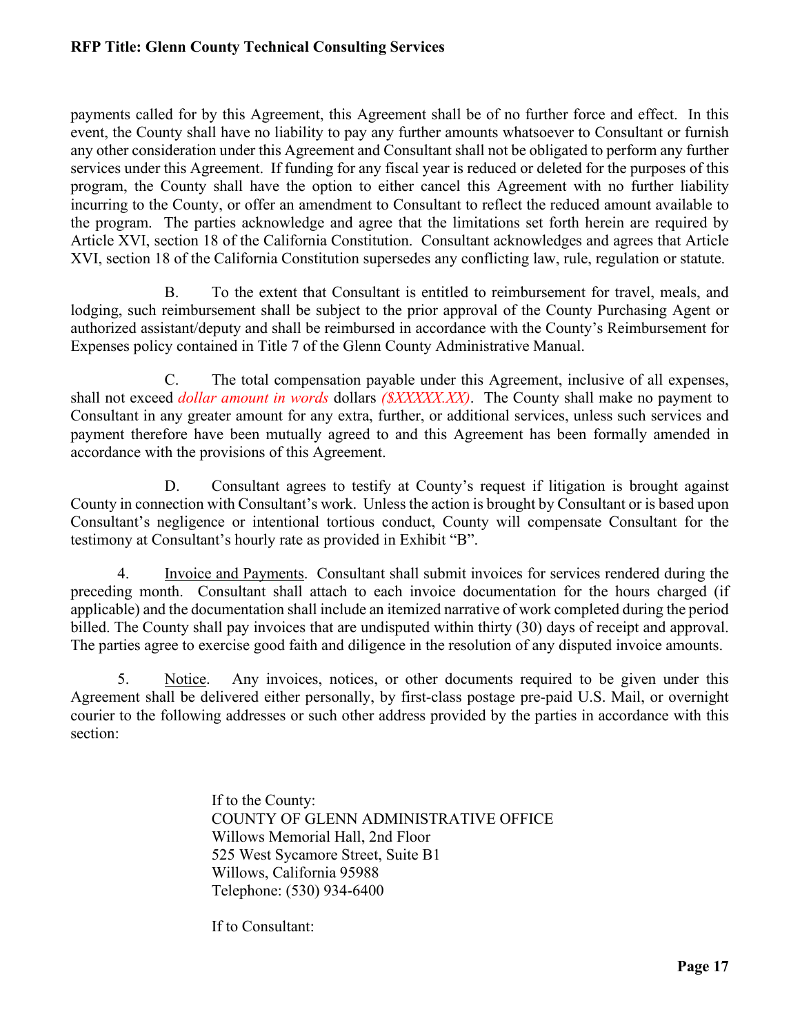payments called for by this Agreement, this Agreement shall be of no further force and effect. In this event, the County shall have no liability to pay any further amounts whatsoever to Consultant or furnish any other consideration under this Agreement and Consultant shall not be obligated to perform any further services under this Agreement. If funding for any fiscal year is reduced or deleted for the purposes of this program, the County shall have the option to either cancel this Agreement with no further liability incurring to the County, or offer an amendment to Consultant to reflect the reduced amount available to the program. The parties acknowledge and agree that the limitations set forth herein are required by Article XVI, section 18 of the California Constitution. Consultant acknowledges and agrees that Article XVI, section 18 of the California Constitution supersedes any conflicting law, rule, regulation or statute.

B. To the extent that Consultant is entitled to reimbursement for travel, meals, and lodging, such reimbursement shall be subject to the prior approval of the County Purchasing Agent or authorized assistant/deputy and shall be reimbursed in accordance with the County's Reimbursement for Expenses policy contained in Title 7 of the Glenn County Administrative Manual.

C. The total compensation payable under this Agreement, inclusive of all expenses, shall not exceed *dollar amount in words* dollars *($XXXXX.XX)*. The County shall make no payment to Consultant in any greater amount for any extra, further, or additional services, unless such services and payment therefore have been mutually agreed to and this Agreement has been formally amended in accordance with the provisions of this Agreement.

D. Consultant agrees to testify at County's request if litigation is brought against County in connection with Consultant's work. Unless the action is brought by Consultant or is based upon Consultant's negligence or intentional tortious conduct, County will compensate Consultant for the testimony at Consultant's hourly rate as provided in Exhibit "B".

4. Invoice and Payments. Consultant shall submit invoices for services rendered during the preceding month. Consultant shall attach to each invoice documentation for the hours charged (if applicable) and the documentation shall include an itemized narrative of work completed during the period billed. The County shall pay invoices that are undisputed within thirty (30) days of receipt and approval. The parties agree to exercise good faith and diligence in the resolution of any disputed invoice amounts.

5. Notice. Any invoices, notices, or other documents required to be given under this Agreement shall be delivered either personally, by first-class postage pre-paid U.S. Mail, or overnight courier to the following addresses or such other address provided by the parties in accordance with this section:

If to the County:
COUNTY OF GLENN ADMINISTRATIVE OFFICE
Willows Memorial Hall, 2nd Floor
525 West Sycamore Street, Suite B1
Willows, California 95988
Telephone: (530) 934-6400

If to Consultant: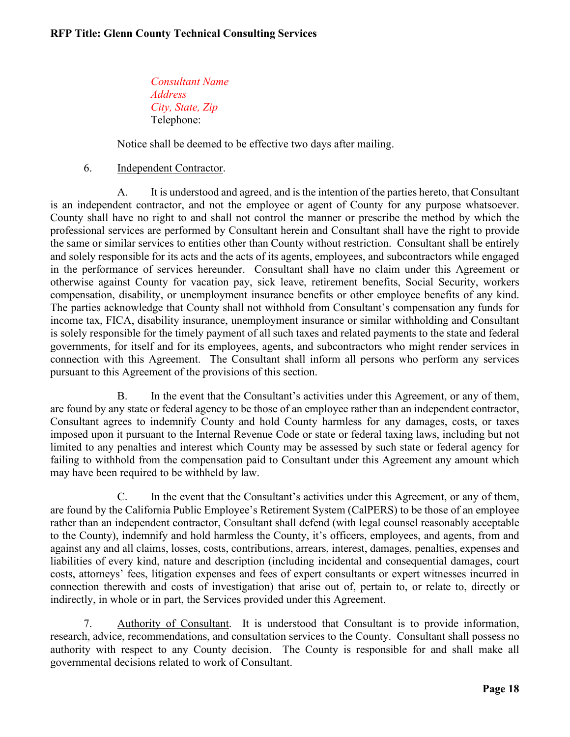*Consultant Name*
*Address*
*City, State, Zip*
Telephone:

Notice shall be deemed to be effective two days after mailing.

6. Independent Contractor.

A. It is understood and agreed, and is the intention of the parties hereto, that Consultant is an independent contractor, and not the employee or agent of County for any purpose whatsoever. County shall have no right to and shall not control the manner or prescribe the method by which the professional services are performed by Consultant herein and Consultant shall have the right to provide the same or similar services to entities other than County without restriction. Consultant shall be entirely and solely responsible for its acts and the acts of its agents, employees, and subcontractors while engaged in the performance of services hereunder. Consultant shall have no claim under this Agreement or otherwise against County for vacation pay, sick leave, retirement benefits, Social Security, workers compensation, disability, or unemployment insurance benefits or other employee benefits of any kind. The parties acknowledge that County shall not withhold from Consultant's compensation any funds for income tax, FICA, disability insurance, unemployment insurance or similar withholding and Consultant is solely responsible for the timely payment of all such taxes and related payments to the state and federal governments, for itself and for its employees, agents, and subcontractors who might render services in connection with this Agreement. The Consultant shall inform all persons who perform any services pursuant to this Agreement of the provisions of this section.

B. In the event that the Consultant's activities under this Agreement, or any of them, are found by any state or federal agency to be those of an employee rather than an independent contractor, Consultant agrees to indemnify County and hold County harmless for any damages, costs, or taxes imposed upon it pursuant to the Internal Revenue Code or state or federal taxing laws, including but not limited to any penalties and interest which County may be assessed by such state or federal agency for failing to withhold from the compensation paid to Consultant under this Agreement any amount which may have been required to be withheld by law.

C. In the event that the Consultant's activities under this Agreement, or any of them, are found by the California Public Employee's Retirement System (CalPERS) to be those of an employee rather than an independent contractor, Consultant shall defend (with legal counsel reasonably acceptable to the County), indemnify and hold harmless the County, it's officers, employees, and agents, from and against any and all claims, losses, costs, contributions, arrears, interest, damages, penalties, expenses and liabilities of every kind, nature and description (including incidental and consequential damages, court costs, attorneys' fees, litigation expenses and fees of expert consultants or expert witnesses incurred in connection therewith and costs of investigation) that arise out of, pertain to, or relate to, directly or indirectly, in whole or in part, the Services provided under this Agreement.

7. Authority of Consultant. It is understood that Consultant is to provide information, research, advice, recommendations, and consultation services to the County. Consultant shall possess no authority with respect to any County decision. The County is responsible for and shall make all governmental decisions related to work of Consultant.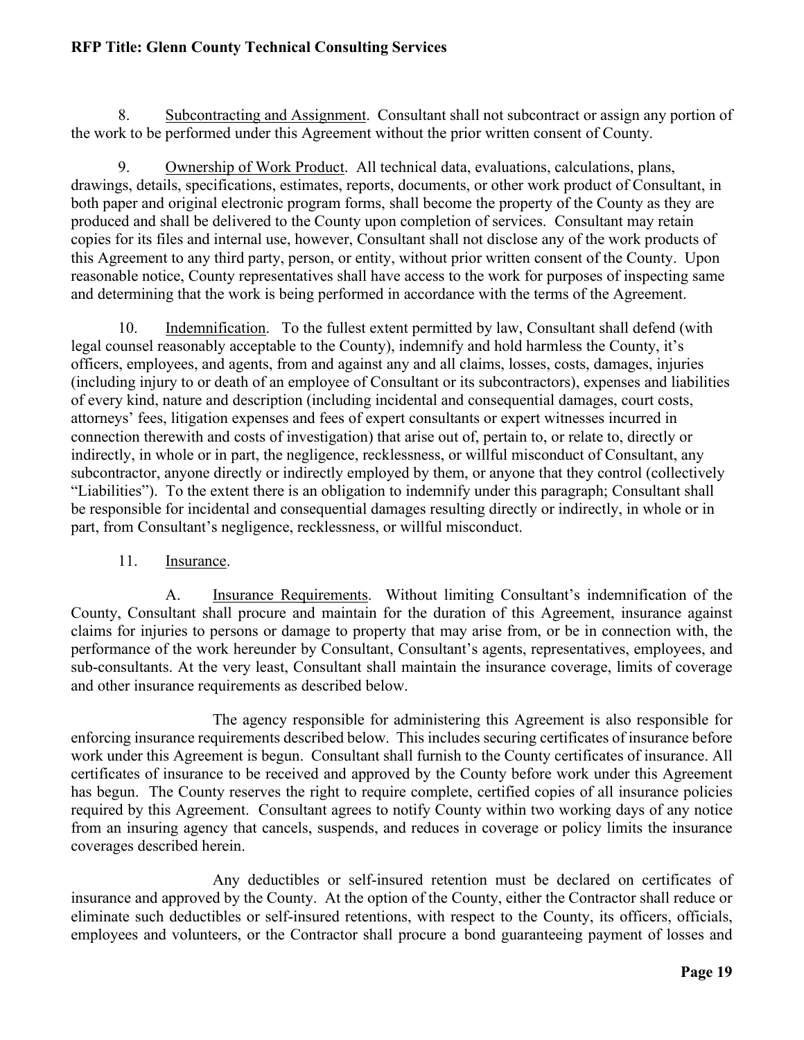8. Subcontracting and Assignment. Consultant shall not subcontract or assign any portion of the work to be performed under this Agreement without the prior written consent of County.

9. Ownership of Work Product. All technical data, evaluations, calculations, plans, drawings, details, specifications, estimates, reports, documents, or other work product of Consultant, in both paper and original electronic program forms, shall become the property of the County as they are produced and shall be delivered to the County upon completion of services. Consultant may retain copies for its files and internal use, however, Consultant shall not disclose any of the work products of this Agreement to any third party, person, or entity, without prior written consent of the County. Upon reasonable notice, County representatives shall have access to the work for purposes of inspecting same and determining that the work is being performed in accordance with the terms of the Agreement.

10. Indemnification. To the fullest extent permitted by law, Consultant shall defend (with legal counsel reasonably acceptable to the County), indemnify and hold harmless the County, it's officers, employees, and agents, from and against any and all claims, losses, costs, damages, injuries (including injury to or death of an employee of Consultant or its subcontractors), expenses and liabilities of every kind, nature and description (including incidental and consequential damages, court costs, attorneys' fees, litigation expenses and fees of expert consultants or expert witnesses incurred in connection therewith and costs of investigation) that arise out of, pertain to, or relate to, directly or indirectly, in whole or in part, the negligence, recklessness, or willful misconduct of Consultant, any subcontractor, anyone directly or indirectly employed by them, or anyone that they control (collectively "Liabilities"). To the extent there is an obligation to indemnify under this paragraph; Consultant shall be responsible for incidental and consequential damages resulting directly or indirectly, in whole or in part, from Consultant's negligence, recklessness, or willful misconduct.

11. Insurance.

A. Insurance Requirements. Without limiting Consultant's indemnification of the County, Consultant shall procure and maintain for the duration of this Agreement, insurance against claims for injuries to persons or damage to property that may arise from, or be in connection with, the performance of the work hereunder by Consultant, Consultant's agents, representatives, employees, and sub-consultants. At the very least, Consultant shall maintain the insurance coverage, limits of coverage and other insurance requirements as described below.

The agency responsible for administering this Agreement is also responsible for enforcing insurance requirements described below. This includes securing certificates of insurance before work under this Agreement is begun. Consultant shall furnish to the County certificates of insurance. All certificates of insurance to be received and approved by the County before work under this Agreement has begun. The County reserves the right to require complete, certified copies of all insurance policies required by this Agreement. Consultant agrees to notify County within two working days of any notice from an insuring agency that cancels, suspends, and reduces in coverage or policy limits the insurance coverages described herein.

Any deductibles or self-insured retention must be declared on certificates of insurance and approved by the County. At the option of the County, either the Contractor shall reduce or eliminate such deductibles or self-insured retentions, with respect to the County, its officers, officials, employees and volunteers, or the Contractor shall procure a bond guaranteeing payment of losses and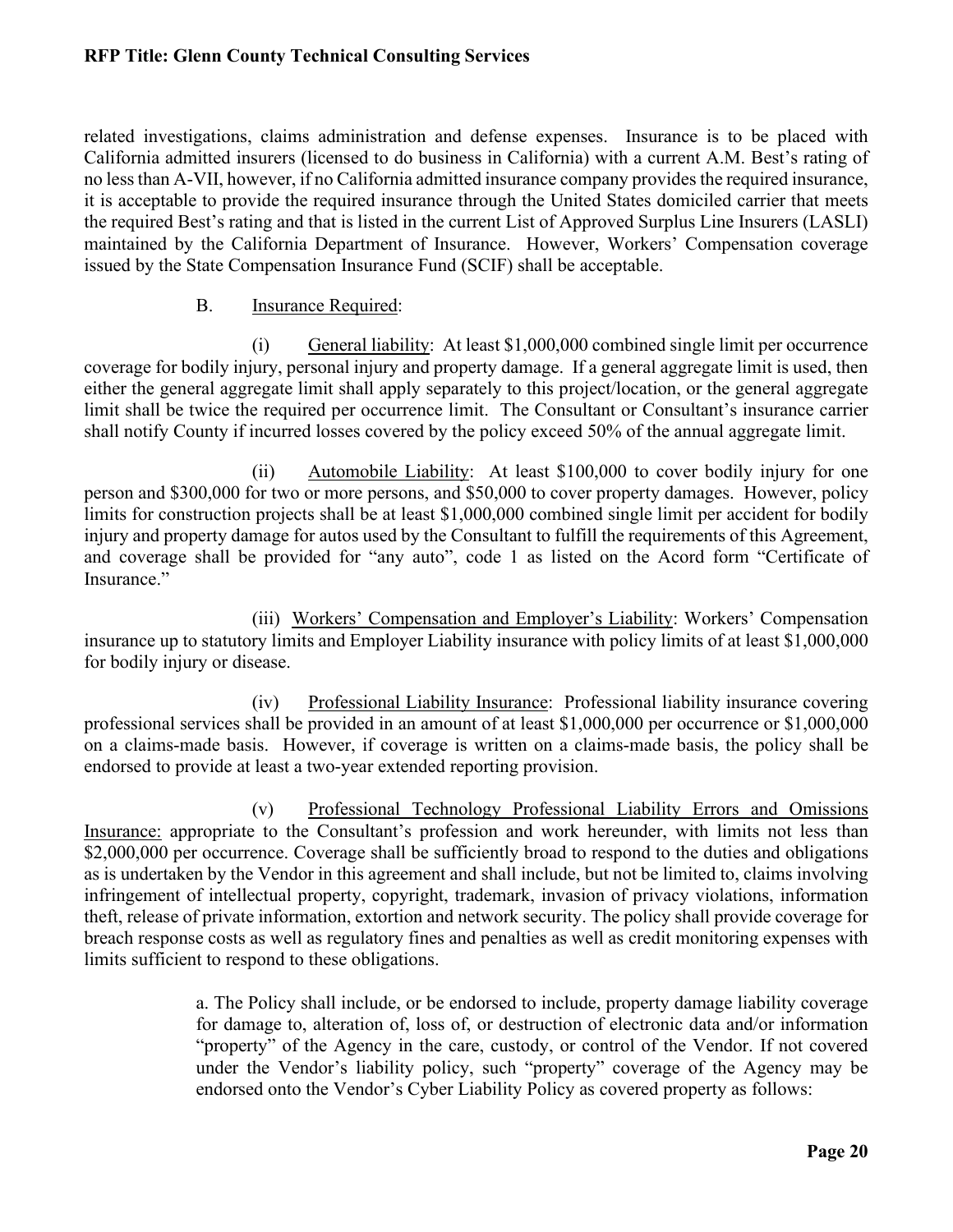related investigations, claims administration and defense expenses. Insurance is to be placed with California admitted insurers (licensed to do business in California) with a current A.M. Best's rating of no less than A-VII, however, if no California admitted insurance company provides the required insurance, it is acceptable to provide the required insurance through the United States domiciled carrier that meets the required Best's rating and that is listed in the current List of Approved Surplus Line Insurers (LASLI) maintained by the California Department of Insurance. However, Workers' Compensation coverage issued by the State Compensation Insurance Fund (SCIF) shall be acceptable.

B. Insurance Required:

(i) General liability: At least $1,000,000 combined single limit per occurrence coverage for bodily injury, personal injury and property damage. If a general aggregate limit is used, then either the general aggregate limit shall apply separately to this project/location, or the general aggregate limit shall be twice the required per occurrence limit. The Consultant or Consultant's insurance carrier shall notify County if incurred losses covered by the policy exceed 50% of the annual aggregate limit.

(ii) Automobile Liability: At least $100,000 to cover bodily injury for one person and $300,000 for two or more persons, and $50,000 to cover property damages. However, policy limits for construction projects shall be at least $1,000,000 combined single limit per accident for bodily injury and property damage for autos used by the Consultant to fulfill the requirements of this Agreement, and coverage shall be provided for "any auto", code 1 as listed on the Acord form "Certificate of Insurance."

(iii) Workers' Compensation and Employer's Liability: Workers' Compensation insurance up to statutory limits and Employer Liability insurance with policy limits of at least $1,000,000 for bodily injury or disease.

(iv) Professional Liability Insurance: Professional liability insurance covering professional services shall be provided in an amount of at least $1,000,000 per occurrence or $1,000,000 on a claims-made basis. However, if coverage is written on a claims-made basis, the policy shall be endorsed to provide at least a two-year extended reporting provision.

(v) Professional Technology Professional Liability Errors and Omissions Insurance: appropriate to the Consultant's profession and work hereunder, with limits not less than $2,000,000 per occurrence. Coverage shall be sufficiently broad to respond to the duties and obligations as is undertaken by the Vendor in this agreement and shall include, but not be limited to, claims involving infringement of intellectual property, copyright, trademark, invasion of privacy violations, information theft, release of private information, extortion and network security. The policy shall provide coverage for breach response costs as well as regulatory fines and penalties as well as credit monitoring expenses with limits sufficient to respond to these obligations.

a. The Policy shall include, or be endorsed to include, property damage liability coverage for damage to, alteration of, loss of, or destruction of electronic data and/or information "property" of the Agency in the care, custody, or control of the Vendor. If not covered under the Vendor's liability policy, such "property" coverage of the Agency may be endorsed onto the Vendor's Cyber Liability Policy as covered property as follows: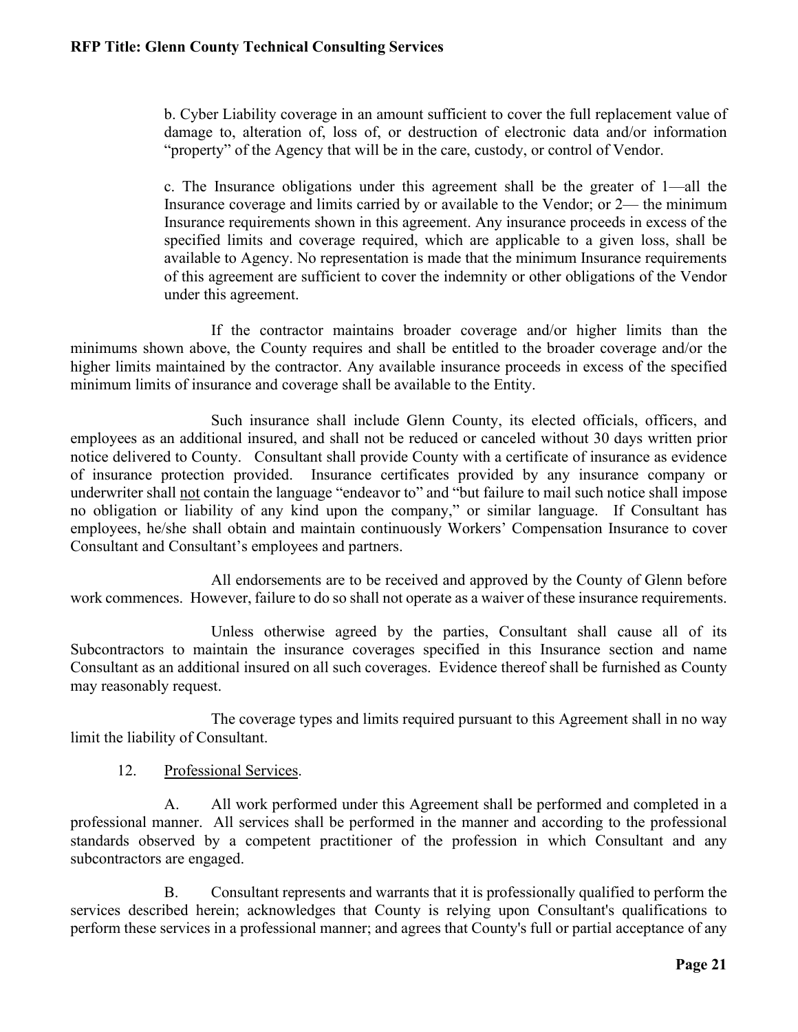b. Cyber Liability coverage in an amount sufficient to cover the full replacement value of damage to, alteration of, loss of, or destruction of electronic data and/or information "property" of the Agency that will be in the care, custody, or control of Vendor.

c. The Insurance obligations under this agreement shall be the greater of 1—all the Insurance coverage and limits carried by or available to the Vendor; or 2— the minimum Insurance requirements shown in this agreement. Any insurance proceeds in excess of the specified limits and coverage required, which are applicable to a given loss, shall be available to Agency. No representation is made that the minimum Insurance requirements of this agreement are sufficient to cover the indemnity or other obligations of the Vendor under this agreement.

If the contractor maintains broader coverage and/or higher limits than the minimums shown above, the County requires and shall be entitled to the broader coverage and/or the higher limits maintained by the contractor. Any available insurance proceeds in excess of the specified minimum limits of insurance and coverage shall be available to the Entity.

Such insurance shall include Glenn County, its elected officials, officers, and employees as an additional insured, and shall not be reduced or canceled without 30 days written prior notice delivered to County. Consultant shall provide County with a certificate of insurance as evidence of insurance protection provided. Insurance certificates provided by any insurance company or underwriter shall <u>not</u> contain the language "endeavor to" and "but failure to mail such notice shall impose no obligation or liability of any kind upon the company," or similar language. If Consultant has employees, he/she shall obtain and maintain continuously Workers' Compensation Insurance to cover Consultant and Consultant's employees and partners.

All endorsements are to be received and approved by the County of Glenn before work commences. However, failure to do so shall not operate as a waiver of these insurance requirements.

Unless otherwise agreed by the parties, Consultant shall cause all of its Subcontractors to maintain the insurance coverages specified in this Insurance section and name Consultant as an additional insured on all such coverages. Evidence thereof shall be furnished as County may reasonably request.

The coverage types and limits required pursuant to this Agreement shall in no way limit the liability of Consultant.

12. <u>Professional Services</u>.

A. All work performed under this Agreement shall be performed and completed in a professional manner. All services shall be performed in the manner and according to the professional standards observed by a competent practitioner of the profession in which Consultant and any subcontractors are engaged.

B. Consultant represents and warrants that it is professionally qualified to perform the services described herein; acknowledges that County is relying upon Consultant's qualifications to perform these services in a professional manner; and agrees that County's full or partial acceptance of any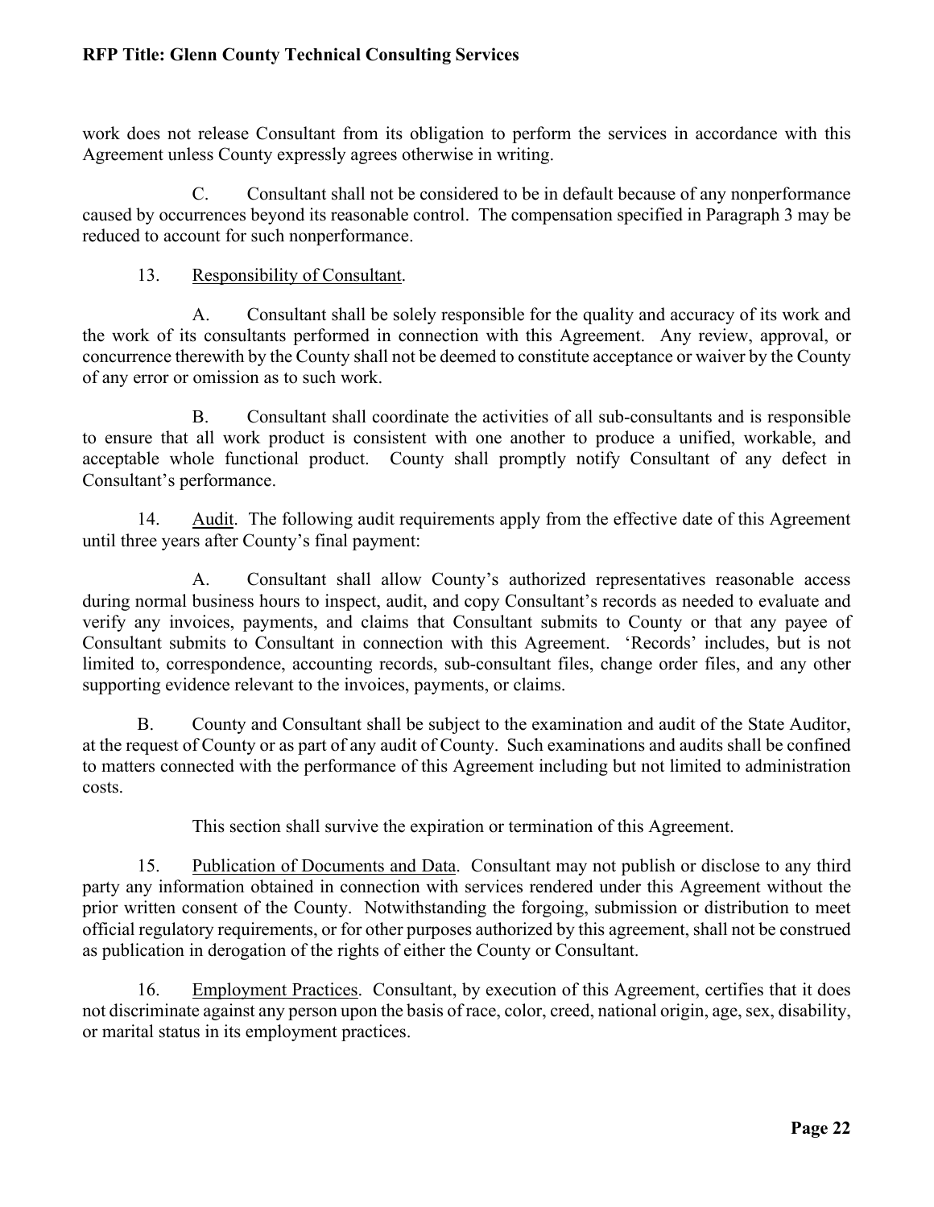work does not release Consultant from its obligation to perform the services in accordance with this Agreement unless County expressly agrees otherwise in writing.

C. Consultant shall not be considered to be in default because of any nonperformance caused by occurrences beyond its reasonable control. The compensation specified in Paragraph 3 may be reduced to account for such nonperformance.

13. Responsibility of Consultant.

A. Consultant shall be solely responsible for the quality and accuracy of its work and the work of its consultants performed in connection with this Agreement. Any review, approval, or concurrence therewith by the County shall not be deemed to constitute acceptance or waiver by the County of any error or omission as to such work.

B. Consultant shall coordinate the activities of all sub-consultants and is responsible to ensure that all work product is consistent with one another to produce a unified, workable, and acceptable whole functional product. County shall promptly notify Consultant of any defect in Consultant's performance.

14. Audit. The following audit requirements apply from the effective date of this Agreement until three years after County's final payment:

A. Consultant shall allow County's authorized representatives reasonable access during normal business hours to inspect, audit, and copy Consultant's records as needed to evaluate and verify any invoices, payments, and claims that Consultant submits to County or that any payee of Consultant submits to Consultant in connection with this Agreement. 'Records' includes, but is not limited to, correspondence, accounting records, sub-consultant files, change order files, and any other supporting evidence relevant to the invoices, payments, or claims.

B. County and Consultant shall be subject to the examination and audit of the State Auditor, at the request of County or as part of any audit of County. Such examinations and audits shall be confined to matters connected with the performance of this Agreement including but not limited to administration costs.

This section shall survive the expiration or termination of this Agreement.

15. Publication of Documents and Data. Consultant may not publish or disclose to any third party any information obtained in connection with services rendered under this Agreement without the prior written consent of the County. Notwithstanding the forgoing, submission or distribution to meet official regulatory requirements, or for other purposes authorized by this agreement, shall not be construed as publication in derogation of the rights of either the County or Consultant.

16. Employment Practices. Consultant, by execution of this Agreement, certifies that it does not discriminate against any person upon the basis of race, color, creed, national origin, age, sex, disability, or marital status in its employment practices.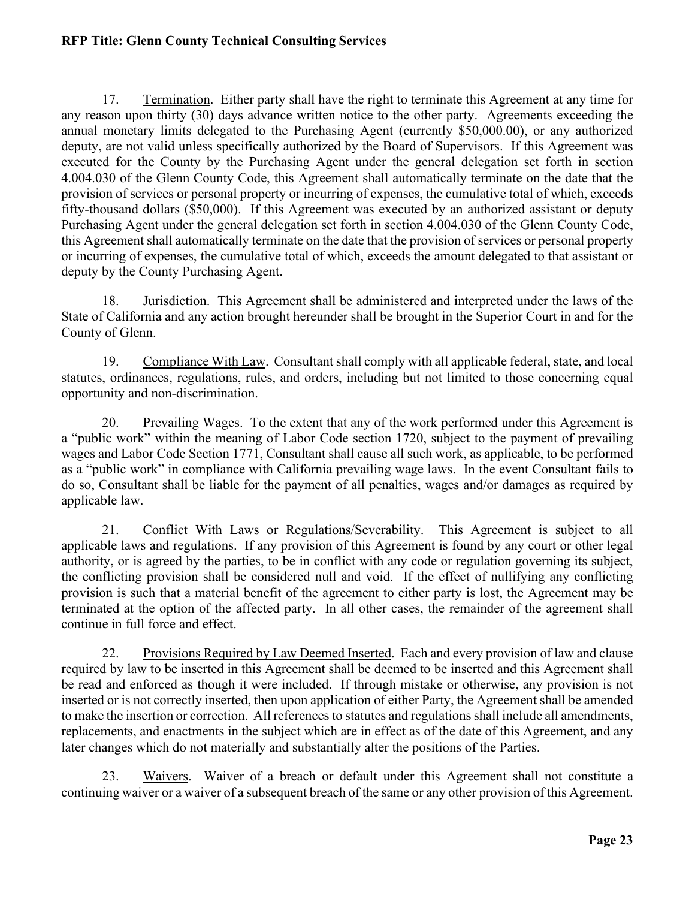17. Termination. Either party shall have the right to terminate this Agreement at any time for any reason upon thirty (30) days advance written notice to the other party. Agreements exceeding the annual monetary limits delegated to the Purchasing Agent (currently $50,000.00), or any authorized deputy, are not valid unless specifically authorized by the Board of Supervisors. If this Agreement was executed for the County by the Purchasing Agent under the general delegation set forth in section 4.004.030 of the Glenn County Code, this Agreement shall automatically terminate on the date that the provision of services or personal property or incurring of expenses, the cumulative total of which, exceeds fifty-thousand dollars ($50,000). If this Agreement was executed by an authorized assistant or deputy Purchasing Agent under the general delegation set forth in section 4.004.030 of the Glenn County Code, this Agreement shall automatically terminate on the date that the provision of services or personal property or incurring of expenses, the cumulative total of which, exceeds the amount delegated to that assistant or deputy by the County Purchasing Agent.

18. Jurisdiction. This Agreement shall be administered and interpreted under the laws of the State of California and any action brought hereunder shall be brought in the Superior Court in and for the County of Glenn.

19. Compliance With Law. Consultant shall comply with all applicable federal, state, and local statutes, ordinances, regulations, rules, and orders, including but not limited to those concerning equal opportunity and non-discrimination.

20. Prevailing Wages. To the extent that any of the work performed under this Agreement is a "public work" within the meaning of Labor Code section 1720, subject to the payment of prevailing wages and Labor Code Section 1771, Consultant shall cause all such work, as applicable, to be performed as a "public work" in compliance with California prevailing wage laws. In the event Consultant fails to do so, Consultant shall be liable for the payment of all penalties, wages and/or damages as required by applicable law.

21. Conflict With Laws or Regulations/Severability. This Agreement is subject to all applicable laws and regulations. If any provision of this Agreement is found by any court or other legal authority, or is agreed by the parties, to be in conflict with any code or regulation governing its subject, the conflicting provision shall be considered null and void. If the effect of nullifying any conflicting provision is such that a material benefit of the agreement to either party is lost, the Agreement may be terminated at the option of the affected party. In all other cases, the remainder of the agreement shall continue in full force and effect.

22. Provisions Required by Law Deemed Inserted. Each and every provision of law and clause required by law to be inserted in this Agreement shall be deemed to be inserted and this Agreement shall be read and enforced as though it were included. If through mistake or otherwise, any provision is not inserted or is not correctly inserted, then upon application of either Party, the Agreement shall be amended to make the insertion or correction. All references to statutes and regulations shall include all amendments, replacements, and enactments in the subject which are in effect as of the date of this Agreement, and any later changes which do not materially and substantially alter the positions of the Parties.

23. Waivers. Waiver of a breach or default under this Agreement shall not constitute a continuing waiver or a waiver of a subsequent breach of the same or any other provision of this Agreement.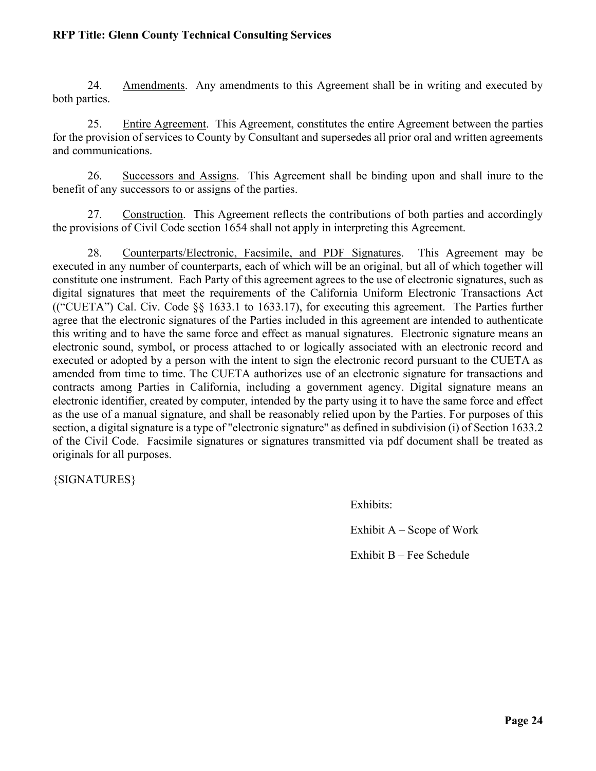24. Amendments. Any amendments to this Agreement shall be in writing and executed by both parties.

25. Entire Agreement. This Agreement, constitutes the entire Agreement between the parties for the provision of services to County by Consultant and supersedes all prior oral and written agreements and communications.

26. Successors and Assigns. This Agreement shall be binding upon and shall inure to the benefit of any successors to or assigns of the parties.

27. Construction. This Agreement reflects the contributions of both parties and accordingly the provisions of Civil Code section 1654 shall not apply in interpreting this Agreement.

28. Counterparts/Electronic, Facsimile, and PDF Signatures. This Agreement may be executed in any number of counterparts, each of which will be an original, but all of which together will constitute one instrument. Each Party of this agreement agrees to the use of electronic signatures, such as digital signatures that meet the requirements of the California Uniform Electronic Transactions Act ((“CUETA”) Cal. Civ. Code §§ 1633.1 to 1633.17), for executing this agreement. The Parties further agree that the electronic signatures of the Parties included in this agreement are intended to authenticate this writing and to have the same force and effect as manual signatures. Electronic signature means an electronic sound, symbol, or process attached to or logically associated with an electronic record and executed or adopted by a person with the intent to sign the electronic record pursuant to the CUETA as amended from time to time. The CUETA authorizes use of an electronic signature for transactions and contracts among Parties in California, including a government agency. Digital signature means an electronic identifier, created by computer, intended by the party using it to have the same force and effect as the use of a manual signature, and shall be reasonably relied upon by the Parties. For purposes of this section, a digital signature is a type of "electronic signature" as defined in subdivision (i) of Section 1633.2 of the Civil Code. Facsimile signatures or signatures transmitted via pdf document shall be treated as originals for all purposes.

{SIGNATURES}

Exhibits:

Exhibit A – Scope of Work

Exhibit B – Fee Schedule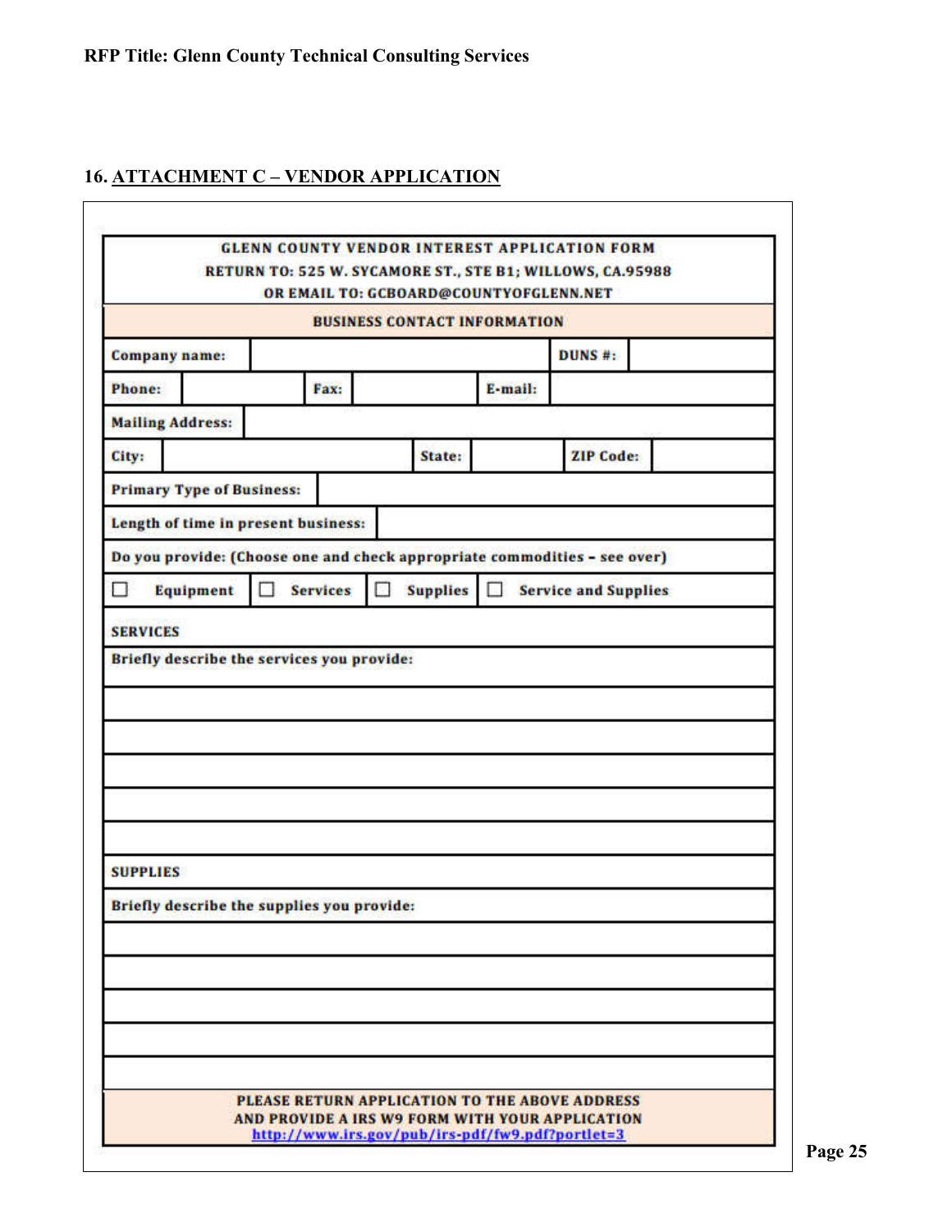## 16. ATTACHMENT C – VENDOR APPLICATION

**GLENN COUNTY VENDOR INTEREST APPLICATION FORM**
**RETURN TO: 525 W. SYCAMORE ST., STE B1; WILLOWS, CA.95988**
**OR EMAIL TO: GCBOARD@COUNTYOFGLENN.NET**

| BUSINESS CONTACT INFORMATION | | | | | |
|---|---|---|---|---|---|
| **Company name:** | | | | **DUNS #:** | |
| **Phone:** | | **Fax:** | | **E-mail:** | |
| **Mailing Address:** | | | | | |
| **City:** | | **State:** | | **ZIP Code:** | |
| **Primary Type of Business:** | | | | | |
| **Length of time in present business:** | | | | | |

**Do you provide: (Choose one and check appropriate commodities – see over)**

☐ **Equipment** ☐ **Services** ☐ **Supplies** ☐ **Service and Supplies**

**SERVICES**

**Briefly describe the services you provide:**

**SUPPLIES**

**Briefly describe the supplies you provide:**

**PLEASE RETURN APPLICATION TO THE ABOVE ADDRESS**
**AND PROVIDE A IRS W9 FORM WITH YOUR APPLICATION**
http://www.irs.gov/pub/irs-pdf/fw9.pdf?portlet=3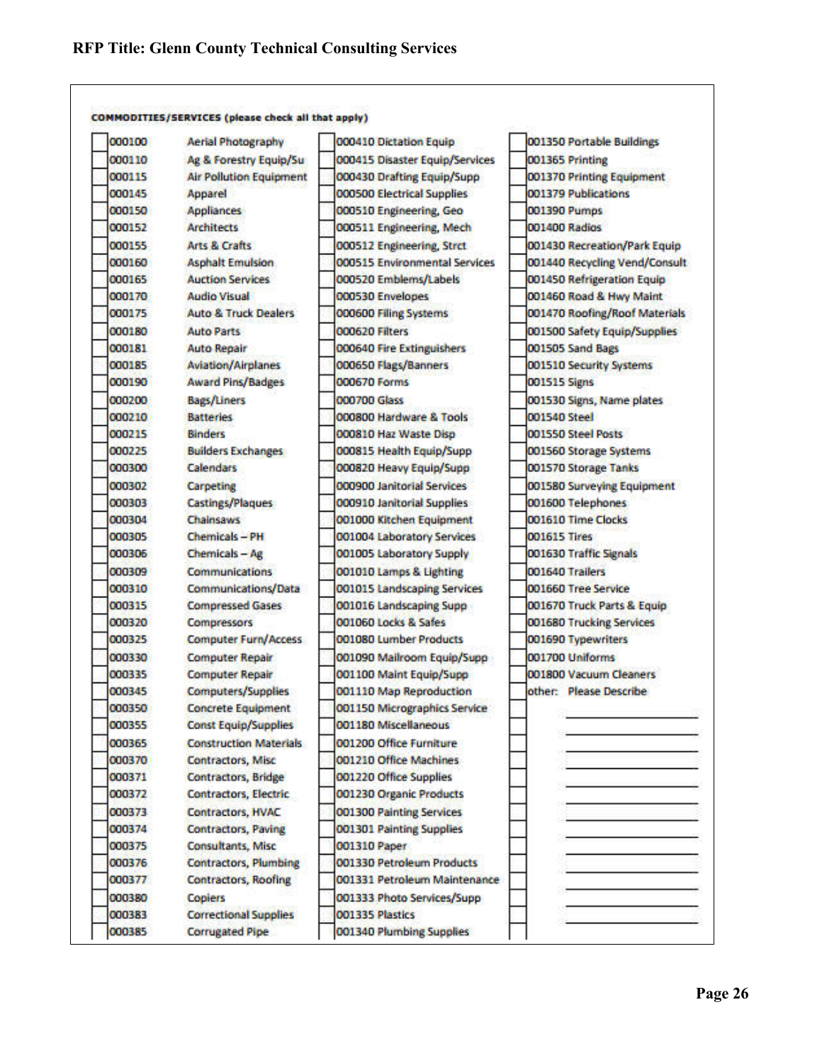**RFP Title: Glenn County Technical Consulting Services**

**COMMODITIES/SERVICES (please check all that apply)**

| | | | | |
|---|---|---|---|---|
| ☐ 000100 Aerial Photography | ☐ 000410 Dictation Equip | ☐ 001350 Portable Buildings |
| ☐ 000110 Ag & Forestry Equip/Su | ☐ 000415 Disaster Equip/Services | ☐ 001365 Printing |
| ☐ 000115 Air Pollution Equipment | ☐ 000430 Drafting Equip/Supp | ☐ 001370 Printing Equipment |
| ☐ 000145 Apparel | ☐ 000500 Electrical Supplies | ☐ 001379 Publications |
| ☐ 000150 Appliances | ☐ 000510 Engineering, Geo | ☐ 001390 Pumps |
| ☐ 000152 Architects | ☐ 000511 Engineering, Mech | ☐ 001400 Radios |
| ☐ 000155 Arts & Crafts | ☐ 000512 Engineering, Strct | ☐ 001430 Recreation/Park Equip |
| ☐ 000160 Asphalt Emulsion | ☐ 000515 Environmental Services | ☐ 001440 Recycling Vend/Consult |
| ☐ 000165 Auction Services | ☐ 000520 Emblems/Labels | ☐ 001450 Refrigeration Equip |
| ☐ 000170 Audio Visual | ☐ 000530 Envelopes | ☐ 001460 Road & Hwy Maint |
| ☐ 000175 Auto & Truck Dealers | ☐ 000600 Filing Systems | ☐ 001470 Roofing/Roof Materials |
| ☐ 000180 Auto Parts | ☐ 000620 Filters | ☐ 001500 Safety Equip/Supplies |
| ☐ 000181 Auto Repair | ☐ 000640 Fire Extinguishers | ☐ 001505 Sand Bags |
| ☐ 000185 Aviation/Airplanes | ☐ 000650 Flags/Banners | ☐ 001510 Security Systems |
| ☐ 000190 Award Pins/Badges | ☐ 000670 Forms | ☐ 001515 Signs |
| ☐ 000200 Bags/Liners | ☐ 000700 Glass | ☐ 001530 Signs, Name plates |
| ☐ 000210 Batteries | ☐ 000800 Hardware & Tools | ☐ 001540 Steel |
| ☐ 000215 Binders | ☐ 000810 Haz Waste Disp | ☐ 001550 Steel Posts |
| ☐ 000225 Builders Exchanges | ☐ 000815 Health Equip/Supp | ☐ 001560 Storage Systems |
| ☐ 000300 Calendars | ☐ 000820 Heavy Equip/Supp | ☐ 001570 Storage Tanks |
| ☐ 000302 Carpeting | ☐ 000900 Janitorial Services | ☐ 001580 Surveying Equipment |
| ☐ 000303 Castings/Plaques | ☐ 000910 Janitorial Supplies | ☐ 001600 Telephones |
| ☐ 000304 Chainsaws | ☐ 001000 Kitchen Equipment | ☐ 001610 Time Clocks |
| ☐ 000305 Chemicals – PH | ☐ 001004 Laboratory Services | ☐ 001615 Tires |
| ☐ 000306 Chemicals – Ag | ☐ 001005 Laboratory Supply | ☐ 001630 Traffic Signals |
| ☐ 000309 Communications | ☐ 001010 Lamps & Lighting | ☐ 001640 Trailers |
| ☐ 000310 Communications/Data | ☐ 001015 Landscaping Services | ☐ 001660 Tree Service |
| ☐ 000315 Compressed Gases | ☐ 001016 Landscaping Supp | ☐ 001670 Truck Parts & Equip |
| ☐ 000320 Compressors | ☐ 001060 Locks & Safes | ☐ 001680 Trucking Services |
| ☐ 000325 Computer Furn/Access | ☐ 001080 Lumber Products | ☐ 001690 Typewriters |
| ☐ 000330 Computer Repair | ☐ 001090 Mailroom Equip/Supp | ☐ 001700 Uniforms |
| ☐ 000335 Computer Repair | ☐ 001100 Maint Equip/Supp | ☐ 001800 Vacuum Cleaners |
| ☐ 000345 Computers/Supplies | ☐ 001110 Map Reproduction | ☐ other: Please Describe |
| ☐ 000350 Concrete Equipment | ☐ 001150 Micrographics Service | ☐ ____________ |
| ☐ 000355 Const Equip/Supplies | ☐ 001180 Miscellaneous | ☐ ____________ |
| ☐ 000365 Construction Materials | ☐ 001200 Office Furniture | ☐ ____________ |
| ☐ 000370 Contractors, Misc | ☐ 001210 Office Machines | ☐ ____________ |
| ☐ 000371 Contractors, Bridge | ☐ 001220 Office Supplies | ☐ ____________ |
| ☐ 000372 Contractors, Electric | ☐ 001230 Organic Products | ☐ ____________ |
| ☐ 000373 Contractors, HVAC | ☐ 001300 Painting Services | ☐ ____________ |
| ☐ 000374 Contractors, Paving | ☐ 001301 Painting Supplies | ☐ ____________ |
| ☐ 000375 Consultants, Misc | ☐ 001310 Paper | ☐ ____________ |
| ☐ 000376 Contractors, Plumbing | ☐ 001330 Petroleum Products | ☐ ____________ |
| ☐ 000377 Contractors, Roofing | ☐ 001331 Petroleum Maintenance | ☐ ____________ |
| ☐ 000380 Copiers | ☐ 001333 Photo Services/Supp | ☐ ____________ |
| ☐ 000383 Correctional Supplies | ☐ 001335 Plastics | ☐ ____________ |
| ☐ 000385 Corrugated Pipe | ☐ 001340 Plumbing Supplies | ☐ |